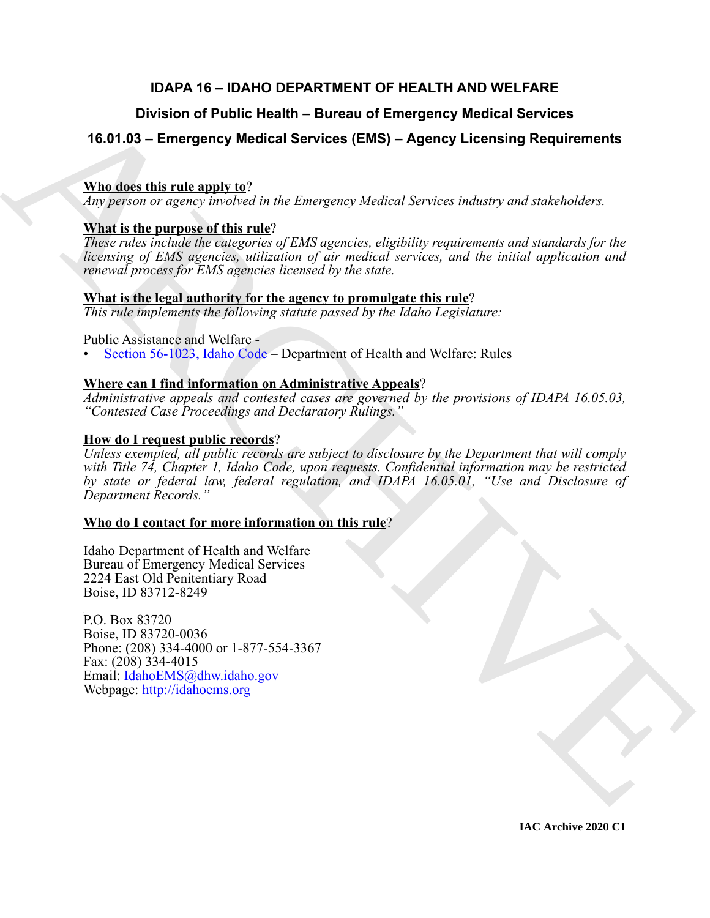# IDAPA 16 – IDAHO DEPARTMENT OF HEALTH AND WELFARE

## Division of Public Health – Bureau of Emergency Medical Services

## 16.01.03 – Emergency Medical Services (EMS) – Agency Licensing Requirements

**Who does this rule apply to**?
*Any person or agency involved in the Emergency Medical Services industry and stakeholders.*

**What is the purpose of this rule**?
*These rules include the categories of EMS agencies, eligibility requirements and standards for the licensing of EMS agencies, utilization of air medical services, and the initial application and renewal process for EMS agencies licensed by the state.*

**What is the legal authority for the agency to promulgate this rule**?
*This rule implements the following statute passed by the Idaho Legislature:*

Public Assistance and Welfare -

- Section 56-1023, Idaho Code – Department of Health and Welfare: Rules

**Where can I find information on Administrative Appeals**?
*Administrative appeals and contested cases are governed by the provisions of IDAPA 16.05.03, "Contested Case Proceedings and Declaratory Rulings."*

**How do I request public records**?
*Unless exempted, all public records are subject to disclosure by the Department that will comply with Title 74, Chapter 1, Idaho Code, upon requests. Confidential information may be restricted by state or federal law, federal regulation, and IDAPA 16.05.01, "Use and Disclosure of Department Records."*

**Who do I contact for more information on this rule**?

Idaho Department of Health and Welfare
Bureau of Emergency Medical Services
2224 East Old Penitentiary Road
Boise, ID 83712-8249

P.O. Box 83720
Boise, ID 83720-0036
Phone: (208) 334-4000 or 1-877-554-3367
Fax: (208) 334-4015
Email: IdahoEMS@dhw.idaho.gov
Webpage: http://idahoems.org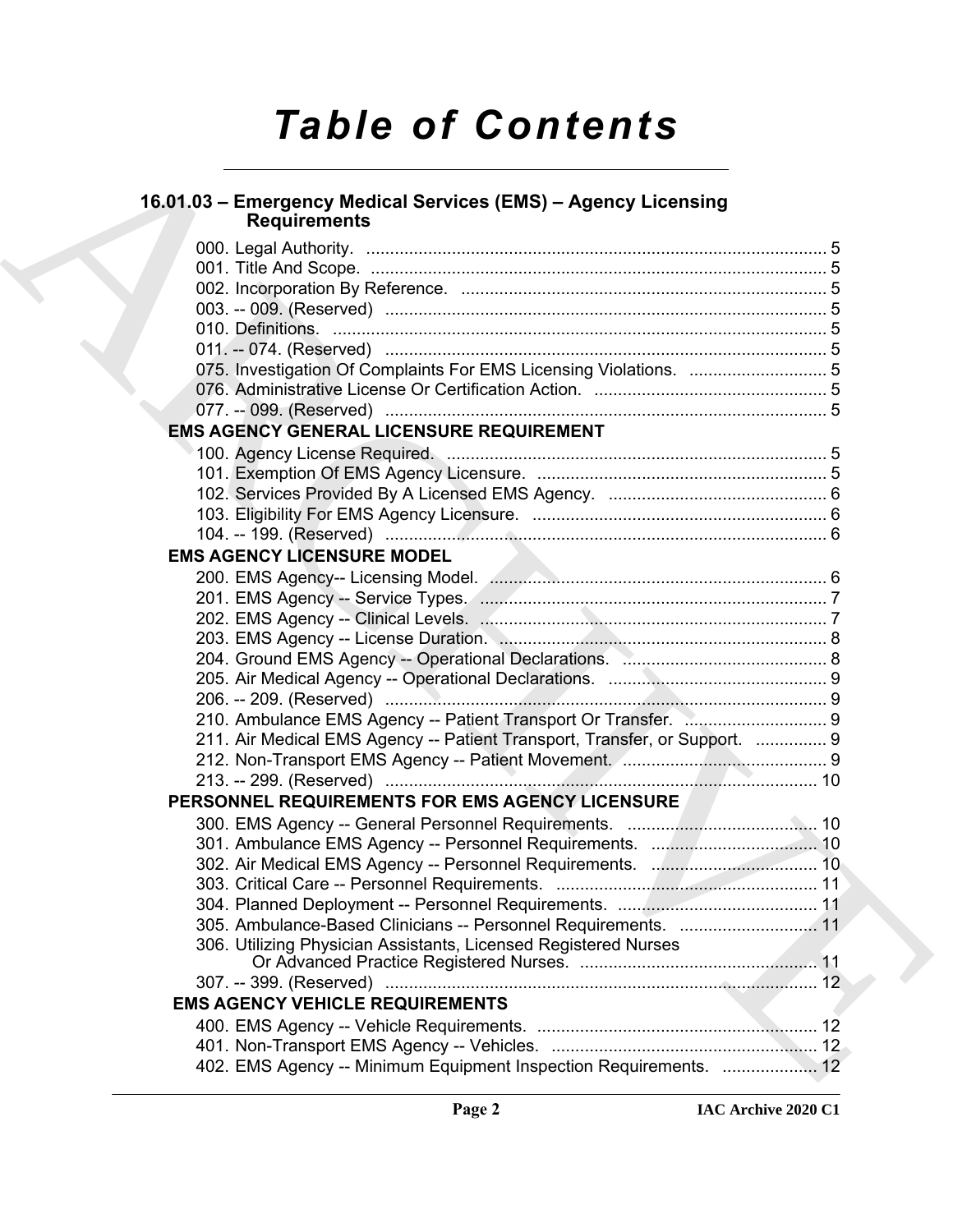# Table of Contents

## 16.01.03 – Emergency Medical Services (EMS) – Agency Licensing Requirements

000. Legal Authority. .......... 5
001. Title And Scope. .......... 5
002. Incorporation By Reference. .......... 5
003. -- 009. (Reserved) .......... 5
010. Definitions. .......... 5
011. -- 074. (Reserved) .......... 5
075. Investigation Of Complaints For EMS Licensing Violations. .......... 5
076. Administrative License Or Certification Action. .......... 5
077. -- 099. (Reserved) .......... 5

### EMS AGENCY GENERAL LICENSURE REQUIREMENT

100. Agency License Required. .......... 5
101. Exemption Of EMS Agency Licensure. .......... 5
102. Services Provided By A Licensed EMS Agency. .......... 6
103. Eligibility For EMS Agency Licensure. .......... 6
104. -- 199. (Reserved) .......... 6

### EMS AGENCY LICENSURE MODEL

200. EMS Agency-- Licensing Model. .......... 6
201. EMS Agency -- Service Types. .......... 7
202. EMS Agency -- Clinical Levels. .......... 7
203. EMS Agency -- License Duration. .......... 8
204. Ground EMS Agency -- Operational Declarations. .......... 8
205. Air Medical Agency -- Operational Declarations. .......... 9
206. -- 209. (Reserved) .......... 9
210. Ambulance EMS Agency -- Patient Transport Or Transfer. .......... 9
211. Air Medical EMS Agency -- Patient Transport, Transfer, or Support. .......... 9
212. Non-Transport EMS Agency -- Patient Movement. .......... 9
213. -- 299. (Reserved) .......... 10

### PERSONNEL REQUIREMENTS FOR EMS AGENCY LICENSURE

300. EMS Agency -- General Personnel Requirements. .......... 10
301. Ambulance EMS Agency -- Personnel Requirements. .......... 10
302. Air Medical EMS Agency -- Personnel Requirements. .......... 10
303. Critical Care -- Personnel Requirements. .......... 11
304. Planned Deployment -- Personnel Requirements. .......... 11
305. Ambulance-Based Clinicians -- Personnel Requirements. .......... 11
306. Utilizing Physician Assistants, Licensed Registered Nurses Or Advanced Practice Registered Nurses. .......... 11
307. -- 399. (Reserved) .......... 12

### EMS AGENCY VEHICLE REQUIREMENTS

400. EMS Agency -- Vehicle Requirements. .......... 12
401. Non-Transport EMS Agency -- Vehicles. .......... 12
402. EMS Agency -- Minimum Equipment Inspection Requirements. .......... 12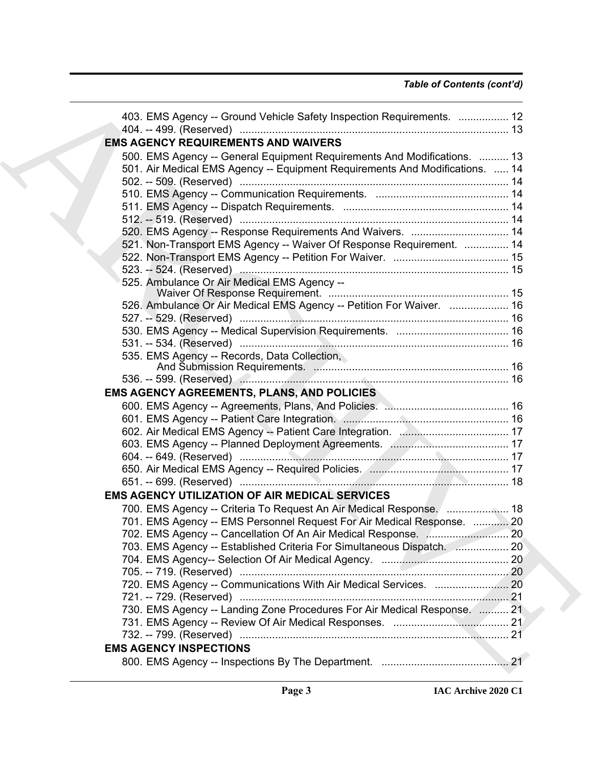403. EMS Agency -- Ground Vehicle Safety Inspection Requirements. ................. 12
404. -- 499. (Reserved) ........................................................................................... 13

**EMS AGENCY REQUIREMENTS AND WAIVERS**

500. EMS Agency -- General Equipment Requirements And Modifications. .......... 13
501. Air Medical EMS Agency -- Equipment Requirements And Modifications. ..... 14
502. -- 509. (Reserved) ........................................................................................... 14
510. EMS Agency -- Communication Requirements. ............................................. 14
511. EMS Agency -- Dispatch Requirements. ........................................................ 14
512. -- 519. (Reserved) ........................................................................................... 14
520. EMS Agency -- Response Requirements And Waivers. ................................. 14
521. Non-Transport EMS Agency -- Waiver Of Response Requirement. ............... 14
522. Non-Transport EMS Agency -- Petition For Waiver. ....................................... 15
523. -- 524. (Reserved) ........................................................................................... 15
525. Ambulance Or Air Medical EMS Agency -- Waiver Of Response Requirement. ............................................................. 15
526. Ambulance Or Air Medical EMS Agency -- Petition For Waiver. .................... 16
527. -- 529. (Reserved) ........................................................................................... 16
530. EMS Agency -- Medical Supervision Requirements. ...................................... 16
531. -- 534. (Reserved) ........................................................................................... 16
535. EMS Agency -- Records, Data Collection, And Submission Requirements. .................................................................. 16
536. -- 599. (Reserved) ........................................................................................... 16

**EMS AGENCY AGREEMENTS, PLANS, AND POLICIES**

600. EMS Agency -- Agreements, Plans, And Policies. .......................................... 16
601. EMS Agency -- Patient Care Integration. ........................................................ 16
602. Air Medical EMS Agency -- Patient Care Integration. ..................................... 17
603. EMS Agency -- Planned Deployment Agreements. ........................................ 17
604. -- 649. (Reserved) ........................................................................................... 17
650. Air Medical EMS Agency -- Required Policies. ............................................... 17
651. -- 699. (Reserved) ........................................................................................... 18

**EMS AGENCY UTILIZATION OF AIR MEDICAL SERVICES**

700. EMS Agency -- Criteria To Request An Air Medical Response. ..................... 18
701. EMS Agency -- EMS Personnel Request For Air Medical Response. ............ 20
702. EMS Agency -- Cancellation Of An Air Medical Response. ............................ 20
703. EMS Agency -- Established Criteria For Simultaneous Dispatch. .................. 20
704. EMS Agency-- Selection Of Air Medical Agency. ........................................... 20
705. -- 719. (Reserved) ........................................................................................... 20
720. EMS Agency -- Communications With Air Medical Services. ......................... 20
721. -- 729. (Reserved) ........................................................................................... 21
730. EMS Agency -- Landing Zone Procedures For Air Medical Response. .......... 21
731. EMS Agency -- Review Of Air Medical Responses. ....................................... 21
732. -- 799. (Reserved) ........................................................................................... 21

**EMS AGENCY INSPECTIONS**

800. EMS Agency -- Inspections By The Department. ........................................... 21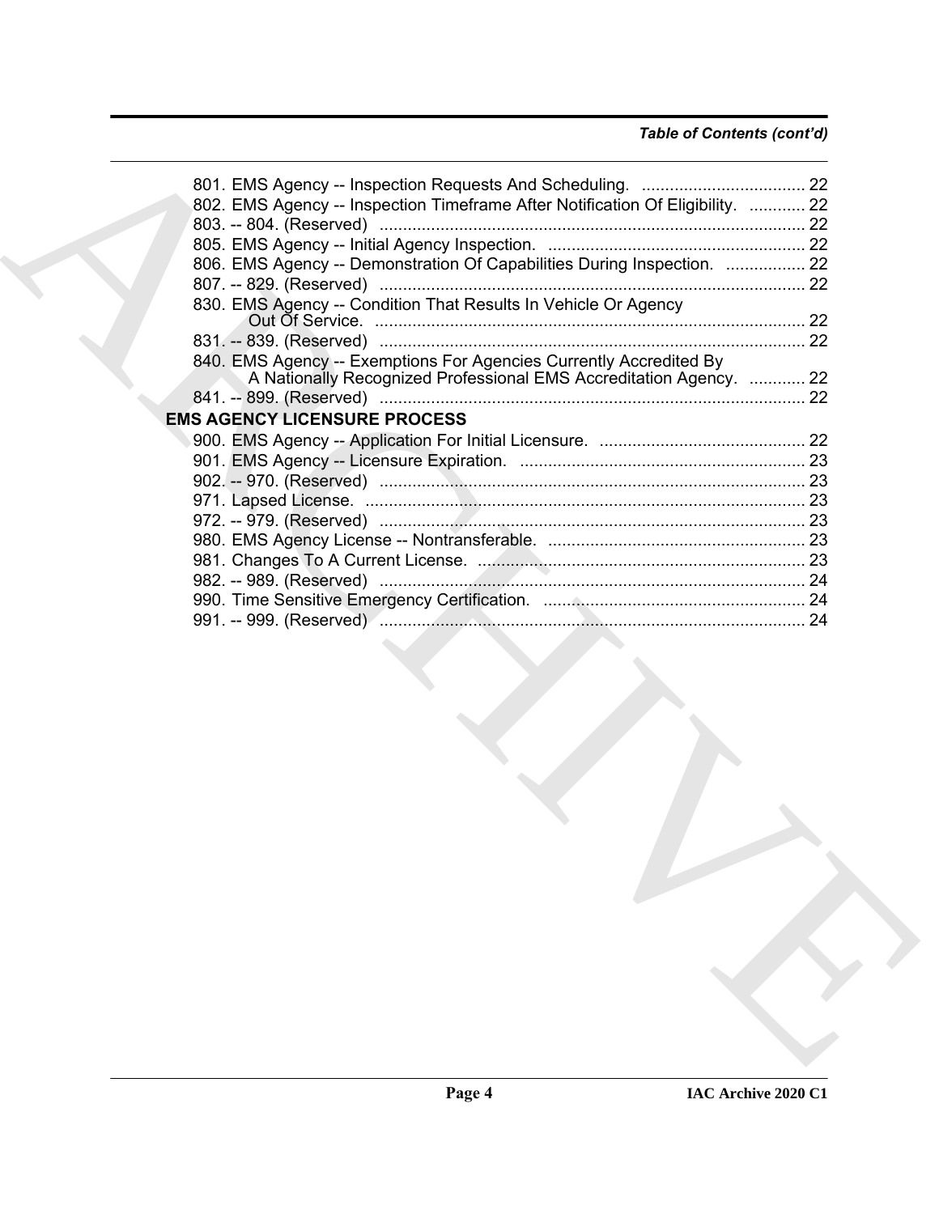801. EMS Agency -- Inspection Requests And Scheduling. .................................. 22
802. EMS Agency -- Inspection Timeframe After Notification Of Eligibility. ............ 22
803. -- 804. (Reserved) .......................................................................................... 22
805. EMS Agency -- Initial Agency Inspection. ....................................................... 22
806. EMS Agency -- Demonstration Of Capabilities During Inspection. ................. 22
807. -- 829. (Reserved) .......................................................................................... 22
830. EMS Agency -- Condition That Results In Vehicle Or Agency Out Of Service. ............................................................................................ 22
831. -- 839. (Reserved) .......................................................................................... 22
840. EMS Agency -- Exemptions For Agencies Currently Accredited By A Nationally Recognized Professional EMS Accreditation Agency. ............ 22
841. -- 899. (Reserved) .......................................................................................... 22

**EMS AGENCY LICENSURE PROCESS**

900. EMS Agency -- Application For Initial Licensure. ............................................ 22
901. EMS Agency -- Licensure Expiration. ............................................................. 23
902. -- 970. (Reserved) .......................................................................................... 23
971. Lapsed License. .............................................................................................. 23
972. -- 979. (Reserved) .......................................................................................... 23
980. EMS Agency License -- Nontransferable. ....................................................... 23
981. Changes To A Current License. ...................................................................... 23
982. -- 989. (Reserved) .......................................................................................... 24
990. Time Sensitive Emergency Certification. ........................................................ 24
991. -- 999. (Reserved) .......................................................................................... 24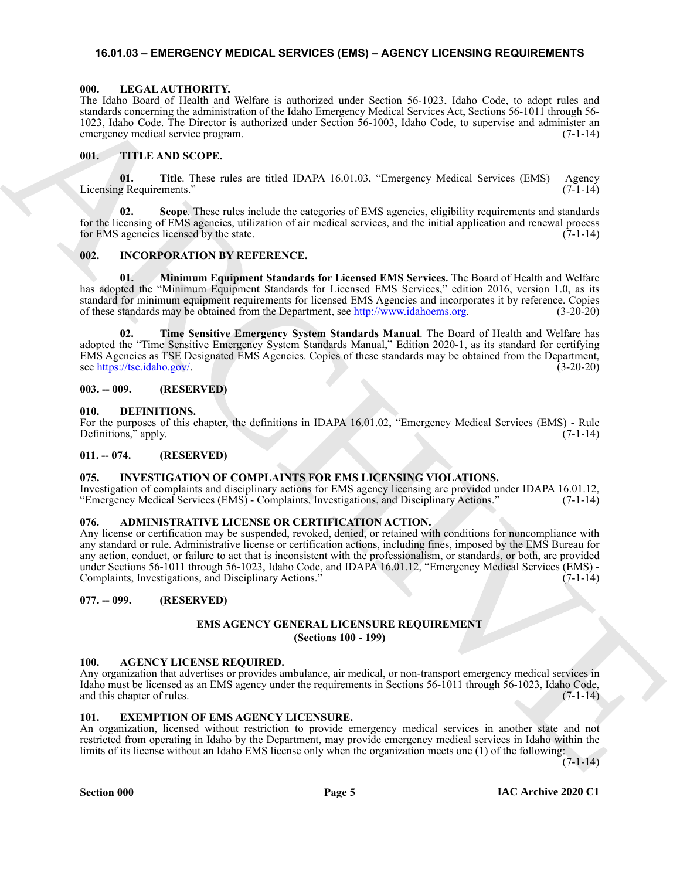## 16.01.03 – EMERGENCY MEDICAL SERVICES (EMS) – AGENCY LICENSING REQUIREMENTS

### 000. LEGAL AUTHORITY.

The Idaho Board of Health and Welfare is authorized under Section 56-1023, Idaho Code, to adopt rules and standards concerning the administration of the Idaho Emergency Medical Services Act, Sections 56-1011 through 56-1023, Idaho Code. The Director is authorized under Section 56-1003, Idaho Code, to supervise and administer an emergency medical service program. (7-1-14)

### 001. TITLE AND SCOPE.

**01. Title**. These rules are titled IDAPA 16.01.03, "Emergency Medical Services (EMS) – Agency Licensing Requirements." (7-1-14)

**02. Scope**. These rules include the categories of EMS agencies, eligibility requirements and standards for the licensing of EMS agencies, utilization of air medical services, and the initial application and renewal process for EMS agencies licensed by the state. (7-1-14)

### 002. INCORPORATION BY REFERENCE.

**01. Minimum Equipment Standards for Licensed EMS Services.** The Board of Health and Welfare has adopted the "Minimum Equipment Standards for Licensed EMS Services," edition 2016, version 1.0, as its standard for minimum equipment requirements for licensed EMS Agencies and incorporates it by reference. Copies of these standards may be obtained from the Department, see http://www.idahoems.org. (3-20-20)

**02. Time Sensitive Emergency System Standards Manual**. The Board of Health and Welfare has adopted the "Time Sensitive Emergency System Standards Manual," Edition 2020-1, as its standard for certifying EMS Agencies as TSE Designated EMS Agencies. Copies of these standards may be obtained from the Department, see https://tse.idaho.gov/. (3-20-20)

### 003. -- 009. (RESERVED)

### 010. DEFINITIONS.

For the purposes of this chapter, the definitions in IDAPA 16.01.02, "Emergency Medical Services (EMS) - Rule Definitions," apply. (7-1-14)

### 011. -- 074. (RESERVED)

### 075. INVESTIGATION OF COMPLAINTS FOR EMS LICENSING VIOLATIONS.

Investigation of complaints and disciplinary actions for EMS agency licensing are provided under IDAPA 16.01.12, "Emergency Medical Services (EMS) - Complaints, Investigations, and Disciplinary Actions." (7-1-14)

### 076. ADMINISTRATIVE LICENSE OR CERTIFICATION ACTION.

Any license or certification may be suspended, revoked, denied, or retained with conditions for noncompliance with any standard or rule. Administrative license or certification actions, including fines, imposed by the EMS Bureau for any action, conduct, or failure to act that is inconsistent with the professionalism, or standards, or both, are provided under Sections 56-1011 through 56-1023, Idaho Code, and IDAPA 16.01.12, "Emergency Medical Services (EMS) - Complaints, Investigations, and Disciplinary Actions." (7-1-14)

### 077. -- 099. (RESERVED)

## EMS AGENCY GENERAL LICENSURE REQUIREMENT
## (Sections 100 - 199)

### 100. AGENCY LICENSE REQUIRED.

Any organization that advertises or provides ambulance, air medical, or non-transport emergency medical services in Idaho must be licensed as an EMS agency under the requirements in Sections 56-1011 through 56-1023, Idaho Code, and this chapter of rules. (7-1-14)

### 101. EXEMPTION OF EMS AGENCY LICENSURE.

An organization, licensed without restriction to provide emergency medical services in another state and not restricted from operating in Idaho by the Department, may provide emergency medical services in Idaho within the limits of its license without an Idaho EMS license only when the organization meets one (1) of the following: (7-1-14)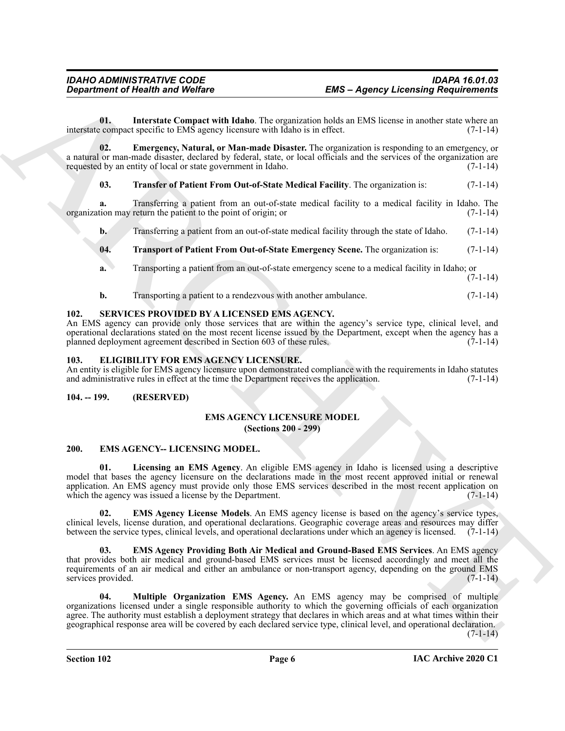**01. Interstate Compact with Idaho**. The organization holds an EMS license in another state where an interstate compact specific to EMS agency licensure with Idaho is in effect. (7-1-14)

**02. Emergency, Natural, or Man-made Disaster.** The organization is responding to an emergency, or a natural or man-made disaster, declared by federal, state, or local officials and the services of the organization are requested by an entity of local or state government in Idaho. (7-1-14)

**03. Transfer of Patient From Out-of-State Medical Facility**. The organization is: (7-1-14)

**a.** Transferring a patient from an out-of-state medical facility to a medical facility in Idaho. The organization may return the patient to the point of origin; or (7-1-14)

**b.** Transferring a patient from an out-of-state medical facility through the state of Idaho. (7-1-14)

**04. Transport of Patient From Out-of-State Emergency Scene.** The organization is: (7-1-14)

**a.** Transporting a patient from an out-of-state emergency scene to a medical facility in Idaho; or (7-1-14)

**b.** Transporting a patient to a rendezvous with another ambulance. (7-1-14)

## 102. SERVICES PROVIDED BY A LICENSED EMS AGENCY.

An EMS agency can provide only those services that are within the agency's service type, clinical level, and operational declarations stated on the most recent license issued by the Department, except when the agency has a planned deployment agreement described in Section 603 of these rules. (7-1-14)

## 103. ELIGIBILITY FOR EMS AGENCY LICENSURE.

An entity is eligible for EMS agency licensure upon demonstrated compliance with the requirements in Idaho statutes and administrative rules in effect at the time the Department receives the application. (7-1-14)

## 104. -- 199. (RESERVED)

### EMS AGENCY LICENSURE MODEL
### (Sections 200 - 299)

## 200. EMS AGENCY-- LICENSING MODEL.

**01. Licensing an EMS Agency**. An eligible EMS agency in Idaho is licensed using a descriptive model that bases the agency licensure on the declarations made in the most recent approved initial or renewal application. An EMS agency must provide only those EMS services described in the most recent application on which the agency was issued a license by the Department. (7-1-14)

**02. EMS Agency License Models**. An EMS agency license is based on the agency's service types, clinical levels, license duration, and operational declarations. Geographic coverage areas and resources may differ between the service types, clinical levels, and operational declarations under which an agency is licensed. (7-1-14)

**03. EMS Agency Providing Both Air Medical and Ground-Based EMS Services**. An EMS agency that provides both air medical and ground-based EMS services must be licensed accordingly and meet all the requirements of an air medical and either an ambulance or non-transport agency, depending on the ground EMS services provided. (7-1-14)

**04. Multiple Organization EMS Agency.** An EMS agency may be comprised of multiple organizations licensed under a single responsible authority to which the governing officials of each organization agree. The authority must establish a deployment strategy that declares in which areas and at what times within their geographical response area will be covered by each declared service type, clinical level, and operational declaration. (7-1-14)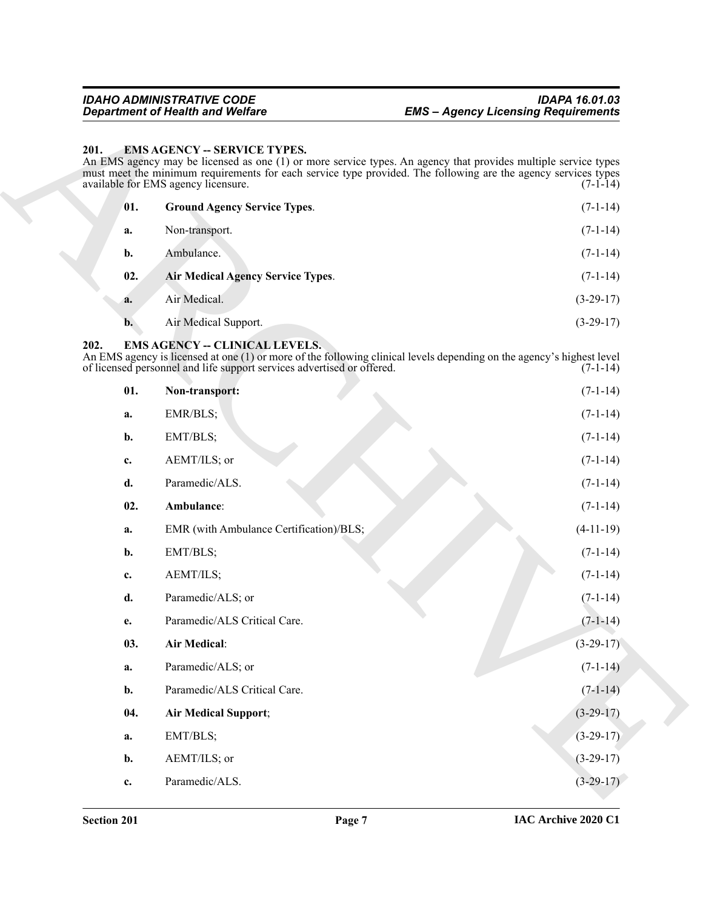## 201. EMS AGENCY -- SERVICE TYPES.

An EMS agency may be licensed as one (1) or more service types. An agency that provides multiple service types must meet the minimum requirements for each service type provided. The following are the agency services types available for EMS agency licensure. (7-1-14)

**01. Ground Agency Service Types**. (7-1-14)

a. Non-transport. (7-1-14)

b. Ambulance. (7-1-14)

**02. Air Medical Agency Service Types**. (7-1-14)

a. Air Medical. (3-29-17)

b. Air Medical Support. (3-29-17)

## 202. EMS AGENCY -- CLINICAL LEVELS.

An EMS agency is licensed at one (1) or more of the following clinical levels depending on the agency's highest level of licensed personnel and life support services advertised or offered. (7-1-14)

**01. Non-transport:** (7-1-14)

a. EMR/BLS; (7-1-14)

b. EMT/BLS; (7-1-14)

c. AEMT/ILS; or (7-1-14)

d. Paramedic/ALS. (7-1-14)

**02. Ambulance**: (7-1-14)

a. EMR (with Ambulance Certification)/BLS; (4-11-19)

b. EMT/BLS; (7-1-14)

c. AEMT/ILS; (7-1-14)

d. Paramedic/ALS; or (7-1-14)

e. Paramedic/ALS Critical Care. (7-1-14)

**03. Air Medical**: (3-29-17)

a. Paramedic/ALS; or (7-1-14)

b. Paramedic/ALS Critical Care. (7-1-14)

**04. Air Medical Support**; (3-29-17)

a. EMT/BLS; (3-29-17)

b. AEMT/ILS; or (3-29-17)

c. Paramedic/ALS. (3-29-17)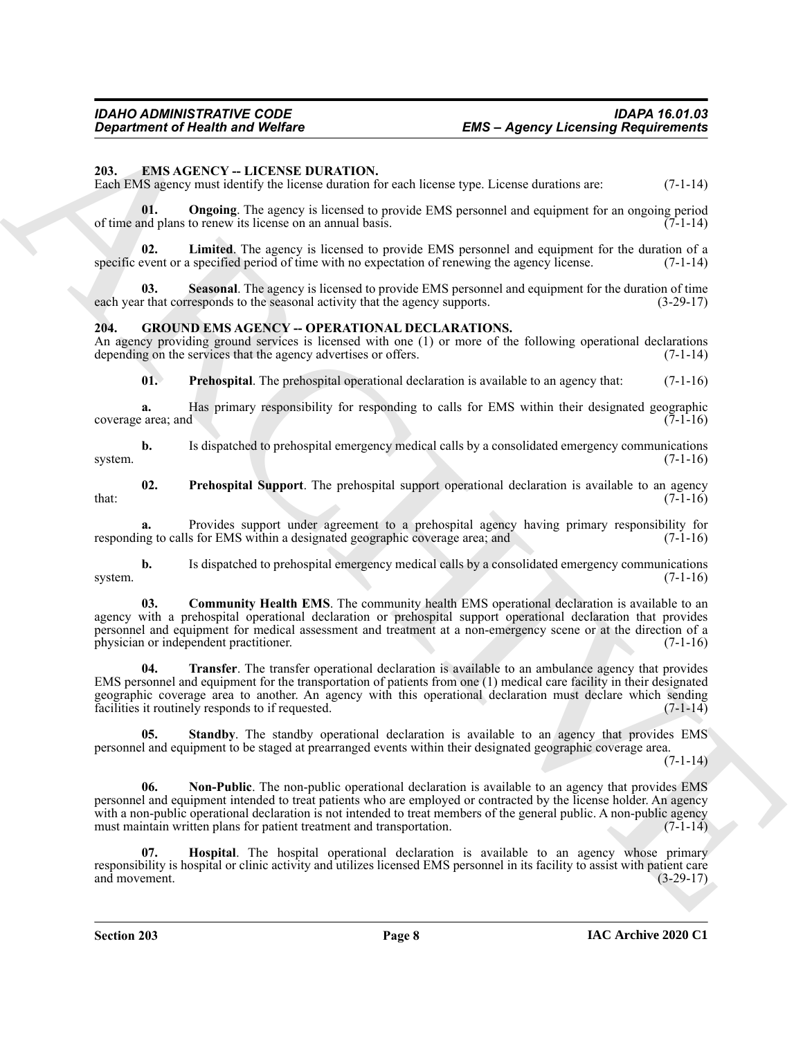## 203. EMS AGENCY -- LICENSE DURATION.

Each EMS agency must identify the license duration for each license type. License durations are: (7-1-14)

**01. Ongoing**. The agency is licensed to provide EMS personnel and equipment for an ongoing period of time and plans to renew its license on an annual basis. (7-1-14)

**02. Limited**. The agency is licensed to provide EMS personnel and equipment for the duration of a specific event or a specified period of time with no expectation of renewing the agency license. (7-1-14)

**03. Seasonal**. The agency is licensed to provide EMS personnel and equipment for the duration of time each year that corresponds to the seasonal activity that the agency supports. (3-29-17)

## 204. GROUND EMS AGENCY -- OPERATIONAL DECLARATIONS.

An agency providing ground services is licensed with one (1) or more of the following operational declarations depending on the services that the agency advertises or offers. (7-1-14)

**01. Prehospital**. The prehospital operational declaration is available to an agency that: (7-1-16)

**a.** Has primary responsibility for responding to calls for EMS within their designated geographic coverage area; and (7-1-16)

**b.** Is dispatched to prehospital emergency medical calls by a consolidated emergency communications system. (7-1-16)

**02. Prehospital Support**. The prehospital support operational declaration is available to an agency that: (7-1-16)

**a.** Provides support under agreement to a prehospital agency having primary responsibility for responding to calls for EMS within a designated geographic coverage area; and (7-1-16)

**b.** Is dispatched to prehospital emergency medical calls by a consolidated emergency communications system. (7-1-16)

**03. Community Health EMS**. The community health EMS operational declaration is available to an agency with a prehospital operational declaration or prehospital support operational declaration that provides personnel and equipment for medical assessment and treatment at a non-emergency scene or at the direction of a physician or independent practitioner. (7-1-16)

**04. Transfer**. The transfer operational declaration is available to an ambulance agency that provides EMS personnel and equipment for the transportation of patients from one (1) medical care facility in their designated geographic coverage area to another. An agency with this operational declaration must declare which sending facilities it routinely responds to if requested. (7-1-14)

**05. Standby**. The standby operational declaration is available to an agency that provides EMS personnel and equipment to be staged at prearranged events within their designated geographic coverage area. (7-1-14)

**06. Non-Public**. The non-public operational declaration is available to an agency that provides EMS personnel and equipment intended to treat patients who are employed or contracted by the license holder. An agency with a non-public operational declaration is not intended to treat members of the general public. A non-public agency must maintain written plans for patient treatment and transportation. (7-1-14)

**07. Hospital**. The hospital operational declaration is available to an agency whose primary responsibility is hospital or clinic activity and utilizes licensed EMS personnel in its facility to assist with patient care and movement. (3-29-17)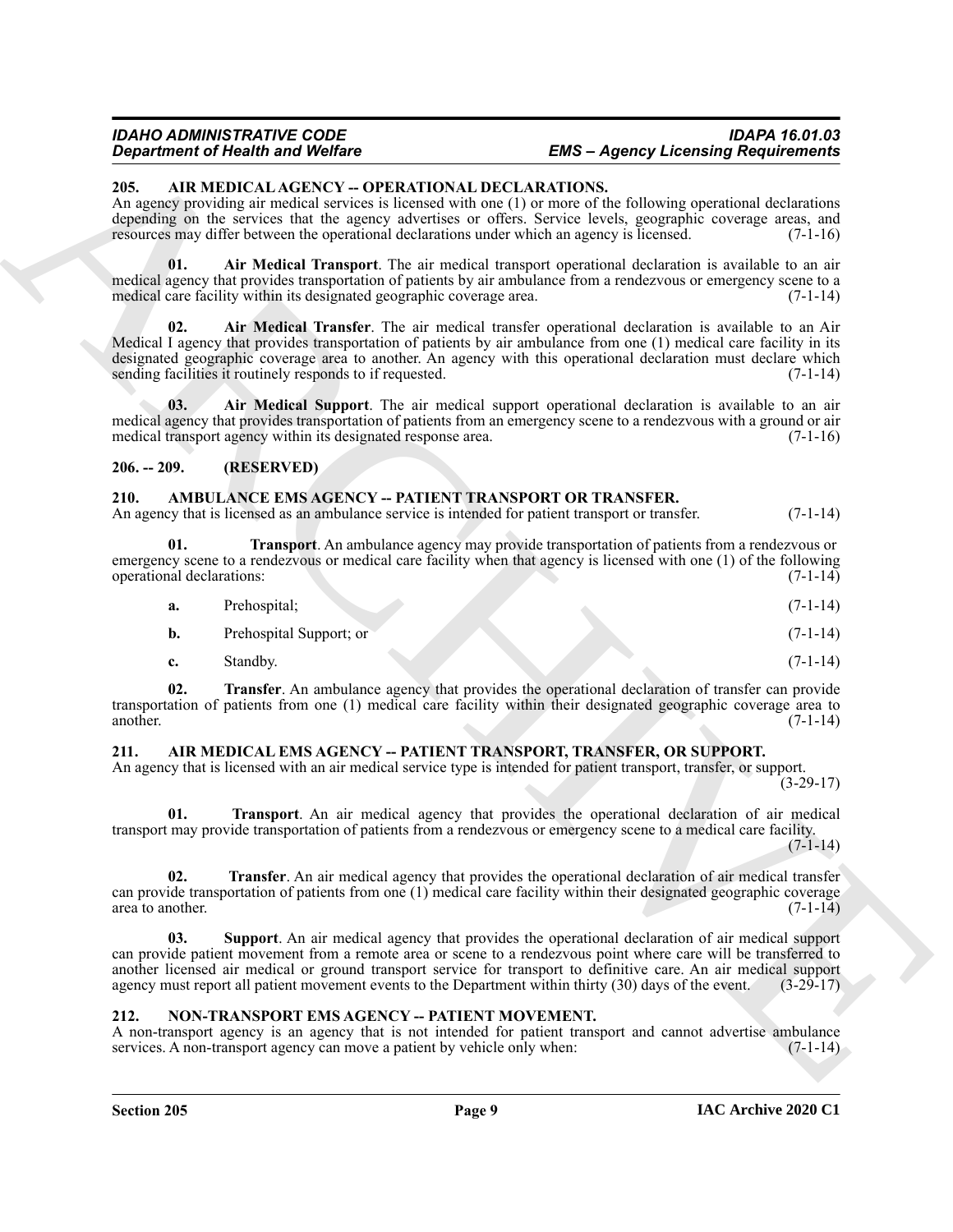**205. AIR MEDICAL AGENCY -- OPERATIONAL DECLARATIONS.**
An agency providing air medical services is licensed with one (1) or more of the following operational declarations depending on the services that the agency advertises or offers. Service levels, geographic coverage areas, and resources may differ between the operational declarations under which an agency is licensed. (7-1-16)

**01. Air Medical Transport**. The air medical transport operational declaration is available to an air medical agency that provides transportation of patients by air ambulance from a rendezvous or emergency scene to a medical care facility within its designated geographic coverage area. (7-1-14)

**02. Air Medical Transfer**. The air medical transfer operational declaration is available to an Air Medical I agency that provides transportation of patients by air ambulance from one (1) medical care facility in its designated geographic coverage area to another. An agency with this operational declaration must declare which sending facilities it routinely responds to if requested. (7-1-14)

**03. Air Medical Support**. The air medical support operational declaration is available to an air medical agency that provides transportation of patients from an emergency scene to a rendezvous with a ground or air medical transport agency within its designated response area. (7-1-16)

**206. -- 209. (RESERVED)**

**210. AMBULANCE EMS AGENCY -- PATIENT TRANSPORT OR TRANSFER.**
An agency that is licensed as an ambulance service is intended for patient transport or transfer. (7-1-14)

**01. Transport**. An ambulance agency may provide transportation of patients from a rendezvous or emergency scene to a rendezvous or medical care facility when that agency is licensed with one (1) of the following operational declarations: (7-1-14)

**a.** Prehospital; (7-1-14)

**b.** Prehospital Support; or (7-1-14)

**c.** Standby. (7-1-14)

**02. Transfer**. An ambulance agency that provides the operational declaration of transfer can provide transportation of patients from one (1) medical care facility within their designated geographic coverage area to another. (7-1-14)

**211. AIR MEDICAL EMS AGENCY -- PATIENT TRANSPORT, TRANSFER, OR SUPPORT.**
An agency that is licensed with an air medical service type is intended for patient transport, transfer, or support. (3-29-17)

**01. Transport**. An air medical agency that provides the operational declaration of air medical transport may provide transportation of patients from a rendezvous or emergency scene to a medical care facility. (7-1-14)

**02. Transfer**. An air medical agency that provides the operational declaration of air medical transfer can provide transportation of patients from one (1) medical care facility within their designated geographic coverage area to another. (7-1-14)

**03. Support**. An air medical agency that provides the operational declaration of air medical support can provide patient movement from a remote area or scene to a rendezvous point where care will be transferred to another licensed air medical or ground transport service for transport to definitive care. An air medical support agency must report all patient movement events to the Department within thirty (30) days of the event. (3-29-17)

**212. NON-TRANSPORT EMS AGENCY -- PATIENT MOVEMENT.**
A non-transport agency is an agency that is not intended for patient transport and cannot advertise ambulance services. A non-transport agency can move a patient by vehicle only when: (7-1-14)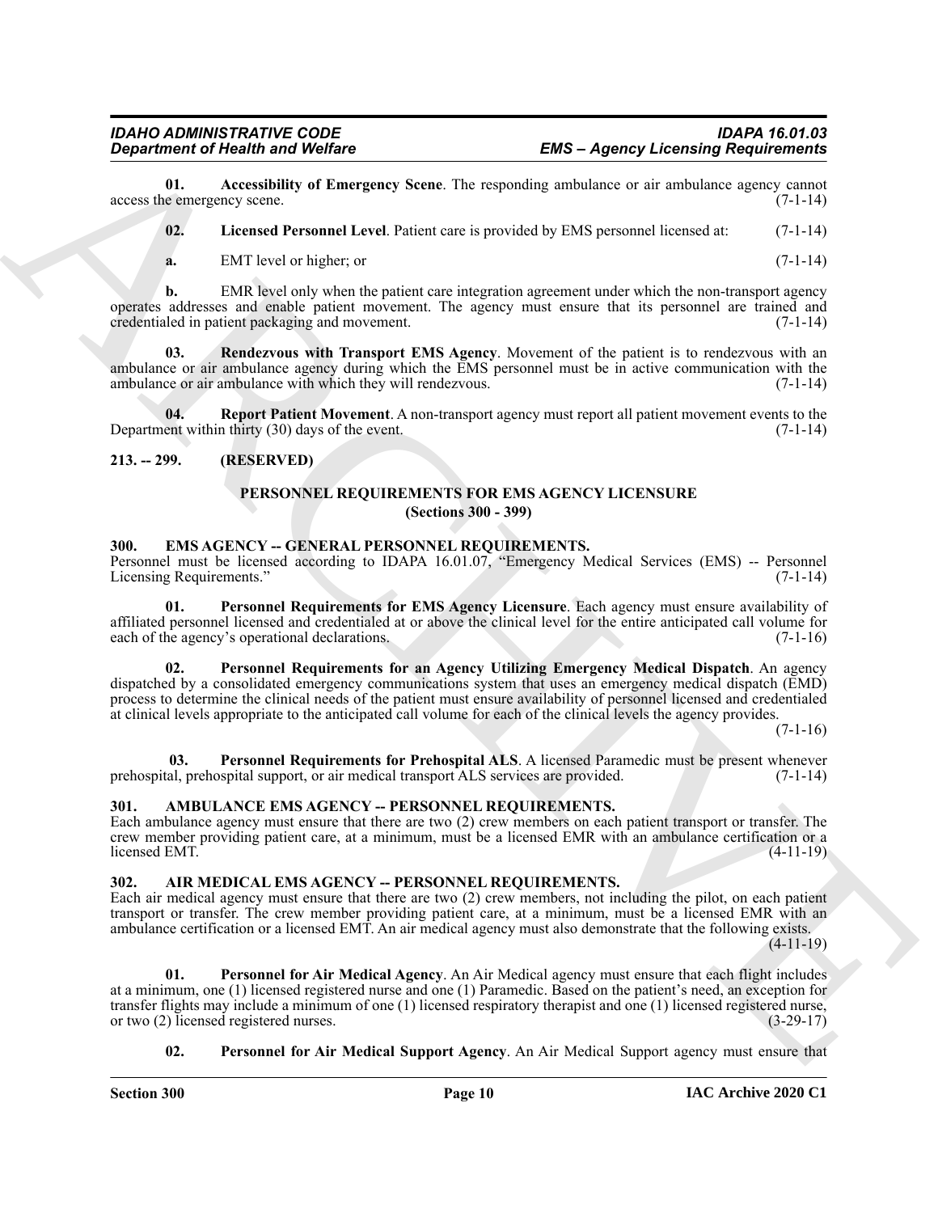**01. Accessibility of Emergency Scene**. The responding ambulance or air ambulance agency cannot access the emergency scene. (7-1-14)

**02. Licensed Personnel Level**. Patient care is provided by EMS personnel licensed at: (7-1-14)

**a.** EMT level or higher; or (7-1-14)

**b.** EMR level only when the patient care integration agreement under which the non-transport agency operates addresses and enable patient movement. The agency must ensure that its personnel are trained and credentialed in patient packaging and movement. (7-1-14)

**03. Rendezvous with Transport EMS Agency**. Movement of the patient is to rendezvous with an ambulance or air ambulance agency during which the EMS personnel must be in active communication with the ambulance or air ambulance with which they will rendezvous. (7-1-14)

**04. Report Patient Movement**. A non-transport agency must report all patient movement events to the Department within thirty (30) days of the event. (7-1-14)

## 213. -- 299. (RESERVED)

## PERSONNEL REQUIREMENTS FOR EMS AGENCY LICENSURE
**(Sections 300 - 399)**

## 300. EMS AGENCY -- GENERAL PERSONNEL REQUIREMENTS.

Personnel must be licensed according to IDAPA 16.01.07, "Emergency Medical Services (EMS) -- Personnel Licensing Requirements." (7-1-14)

**01. Personnel Requirements for EMS Agency Licensure**. Each agency must ensure availability of affiliated personnel licensed and credentialed at or above the clinical level for the entire anticipated call volume for each of the agency's operational declarations. (7-1-16)

**02. Personnel Requirements for an Agency Utilizing Emergency Medical Dispatch**. An agency dispatched by a consolidated emergency communications system that uses an emergency medical dispatch (EMD) process to determine the clinical needs of the patient must ensure availability of personnel licensed and credentialed at clinical levels appropriate to the anticipated call volume for each of the clinical levels the agency provides. (7-1-16)

**03. Personnel Requirements for Prehospital ALS**. A licensed Paramedic must be present whenever prehospital, prehospital support, or air medical transport ALS services are provided. (7-1-14)

## 301. AMBULANCE EMS AGENCY -- PERSONNEL REQUIREMENTS.

Each ambulance agency must ensure that there are two (2) crew members on each patient transport or transfer. The crew member providing patient care, at a minimum, must be a licensed EMR with an ambulance certification or a licensed EMT. (4-11-19)

## 302. AIR MEDICAL EMS AGENCY -- PERSONNEL REQUIREMENTS.

Each air medical agency must ensure that there are two (2) crew members, not including the pilot, on each patient transport or transfer. The crew member providing patient care, at a minimum, must be a licensed EMR with an ambulance certification or a licensed EMT. An air medical agency must also demonstrate that the following exists. (4-11-19)

**01. Personnel for Air Medical Agency**. An Air Medical agency must ensure that each flight includes at a minimum, one (1) licensed registered nurse and one (1) Paramedic. Based on the patient's need, an exception for transfer flights may include a minimum of one (1) licensed respiratory therapist and one (1) licensed registered nurse, or two (2) licensed registered nurses. (3-29-17)

**02. Personnel for Air Medical Support Agency**. An Air Medical Support agency must ensure that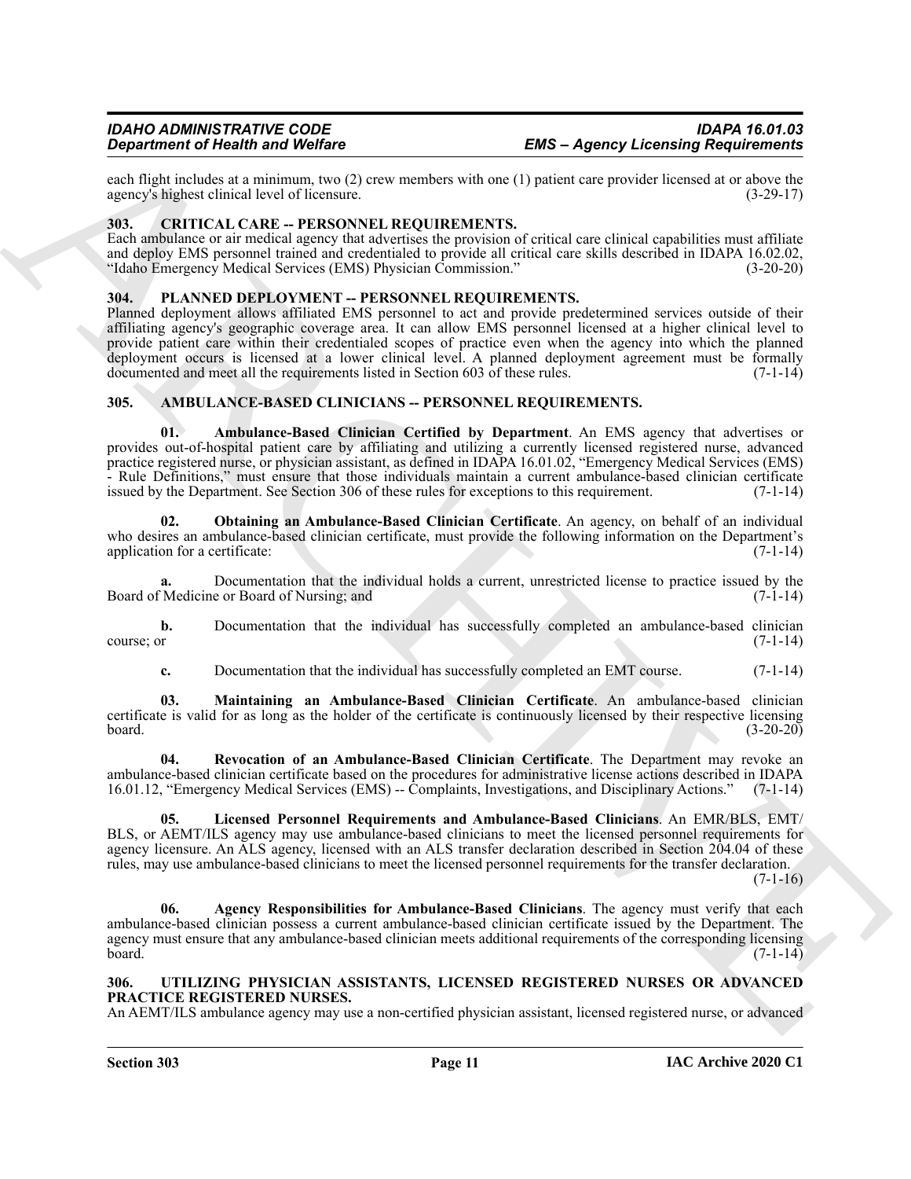each flight includes at a minimum, two (2) crew members with one (1) patient care provider licensed at or above the agency's highest clinical level of licensure. (3-29-17)

### 303. CRITICAL CARE -- PERSONNEL REQUIREMENTS.

Each ambulance or air medical agency that advertises the provision of critical care clinical capabilities must affiliate and deploy EMS personnel trained and credentialed to provide all critical care skills described in IDAPA 16.02.02, "Idaho Emergency Medical Services (EMS) Physician Commission." (3-20-20)

### 304. PLANNED DEPLOYMENT -- PERSONNEL REQUIREMENTS.

Planned deployment allows affiliated EMS personnel to act and provide predetermined services outside of their affiliating agency's geographic coverage area. It can allow EMS personnel licensed at a higher clinical level to provide patient care within their credentialed scopes of practice even when the agency into which the planned deployment occurs is licensed at a lower clinical level. A planned deployment agreement must be formally documented and meet all the requirements listed in Section 603 of these rules. (7-1-14)

### 305. AMBULANCE-BASED CLINICIANS -- PERSONNEL REQUIREMENTS.

**01. Ambulance-Based Clinician Certified by Department**. An EMS agency that advertises or provides out-of-hospital patient care by affiliating and utilizing a currently licensed registered nurse, advanced practice registered nurse, or physician assistant, as defined in IDAPA 16.01.02, "Emergency Medical Services (EMS) - Rule Definitions," must ensure that those individuals maintain a current ambulance-based clinician certificate issued by the Department. See Section 306 of these rules for exceptions to this requirement. (7-1-14)

**02. Obtaining an Ambulance-Based Clinician Certificate**. An agency, on behalf of an individual who desires an ambulance-based clinician certificate, must provide the following information on the Department's application for a certificate: (7-1-14)

**a.** Documentation that the individual holds a current, unrestricted license to practice issued by the Board of Medicine or Board of Nursing; and (7-1-14)

**b.** Documentation that the individual has successfully completed an ambulance-based clinician course; or (7-1-14)

**c.** Documentation that the individual has successfully completed an EMT course. (7-1-14)

**03. Maintaining an Ambulance-Based Clinician Certificate**. An ambulance-based clinician certificate is valid for as long as the holder of the certificate is continuously licensed by their respective licensing board. (3-20-20)

**04. Revocation of an Ambulance-Based Clinician Certificate**. The Department may revoke an ambulance-based clinician certificate based on the procedures for administrative license actions described in IDAPA 16.01.12, "Emergency Medical Services (EMS) -- Complaints, Investigations, and Disciplinary Actions." (7-1-14)

**05. Licensed Personnel Requirements and Ambulance-Based Clinicians**. An EMR/BLS, EMT/BLS, or AEMT/ILS agency may use ambulance-based clinicians to meet the licensed personnel requirements for agency licensure. An ALS agency, licensed with an ALS transfer declaration described in Section 204.04 of these rules, may use ambulance-based clinicians to meet the licensed personnel requirements for the transfer declaration. (7-1-16)

**06. Agency Responsibilities for Ambulance-Based Clinicians**. The agency must verify that each ambulance-based clinician possess a current ambulance-based clinician certificate issued by the Department. The agency must ensure that any ambulance-based clinician meets additional requirements of the corresponding licensing board. (7-1-14)

### 306. UTILIZING PHYSICIAN ASSISTANTS, LICENSED REGISTERED NURSES OR ADVANCED PRACTICE REGISTERED NURSES.

An AEMT/ILS ambulance agency may use a non-certified physician assistant, licensed registered nurse, or advanced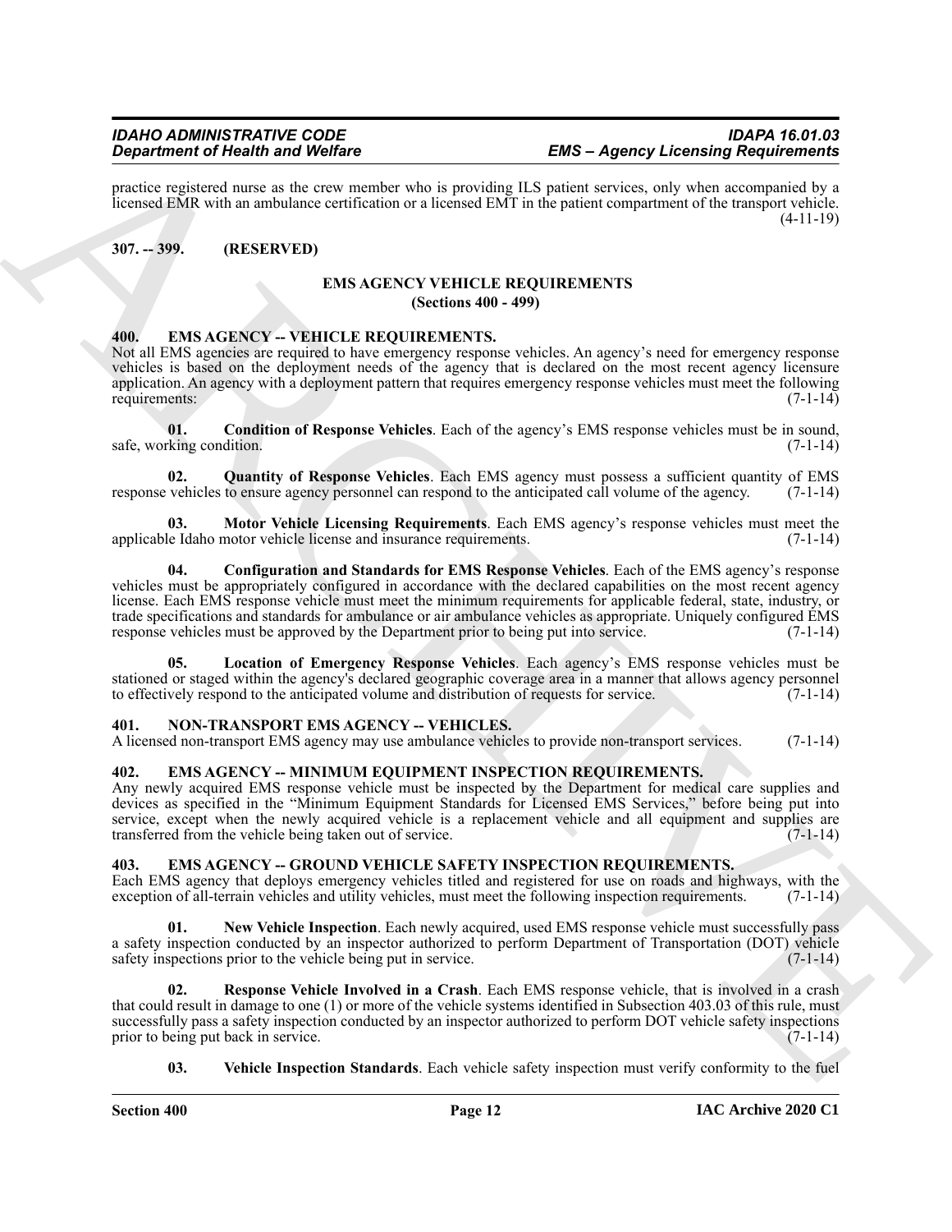practice registered nurse as the crew member who is providing ILS patient services, only when accompanied by a licensed EMR with an ambulance certification or a licensed EMT in the patient compartment of the transport vehicle. (4-11-19)

**307. -- 399. (RESERVED)**

## EMS AGENCY VEHICLE REQUIREMENTS
## (Sections 400 - 499)

### 400. EMS AGENCY -- VEHICLE REQUIREMENTS.

Not all EMS agencies are required to have emergency response vehicles. An agency's need for emergency response vehicles is based on the deployment needs of the agency that is declared on the most recent agency licensure application. An agency with a deployment pattern that requires emergency response vehicles must meet the following requirements: (7-1-14)

**01. Condition of Response Vehicles**. Each of the agency's EMS response vehicles must be in sound, safe, working condition. (7-1-14)

**02. Quantity of Response Vehicles**. Each EMS agency must possess a sufficient quantity of EMS response vehicles to ensure agency personnel can respond to the anticipated call volume of the agency. (7-1-14)

**03. Motor Vehicle Licensing Requirements**. Each EMS agency's response vehicles must meet the applicable Idaho motor vehicle license and insurance requirements. (7-1-14)

**04. Configuration and Standards for EMS Response Vehicles**. Each of the EMS agency's response vehicles must be appropriately configured in accordance with the declared capabilities on the most recent agency license. Each EMS response vehicle must meet the minimum requirements for applicable federal, state, industry, or trade specifications and standards for ambulance or air ambulance vehicles as appropriate. Uniquely configured EMS response vehicles must be approved by the Department prior to being put into service. (7-1-14)

**05. Location of Emergency Response Vehicles**. Each agency's EMS response vehicles must be stationed or staged within the agency's declared geographic coverage area in a manner that allows agency personnel to effectively respond to the anticipated volume and distribution of requests for service. (7-1-14)

### 401. NON-TRANSPORT EMS AGENCY -- VEHICLES.

A licensed non-transport EMS agency may use ambulance vehicles to provide non-transport services. (7-1-14)

### 402. EMS AGENCY -- MINIMUM EQUIPMENT INSPECTION REQUIREMENTS.

Any newly acquired EMS response vehicle must be inspected by the Department for medical care supplies and devices as specified in the "Minimum Equipment Standards for Licensed EMS Services," before being put into service, except when the newly acquired vehicle is a replacement vehicle and all equipment and supplies are transferred from the vehicle being taken out of service. (7-1-14)

### 403. EMS AGENCY -- GROUND VEHICLE SAFETY INSPECTION REQUIREMENTS.

Each EMS agency that deploys emergency vehicles titled and registered for use on roads and highways, with the exception of all-terrain vehicles and utility vehicles, must meet the following inspection requirements. (7-1-14)

**01. New Vehicle Inspection**. Each newly acquired, used EMS response vehicle must successfully pass a safety inspection conducted by an inspector authorized to perform Department of Transportation (DOT) vehicle safety inspections prior to the vehicle being put in service. (7-1-14)

**02. Response Vehicle Involved in a Crash**. Each EMS response vehicle, that is involved in a crash that could result in damage to one (1) or more of the vehicle systems identified in Subsection 403.03 of this rule, must successfully pass a safety inspection conducted by an inspector authorized to perform DOT vehicle safety inspections prior to being put back in service. (7-1-14)

**03. Vehicle Inspection Standards**. Each vehicle safety inspection must verify conformity to the fuel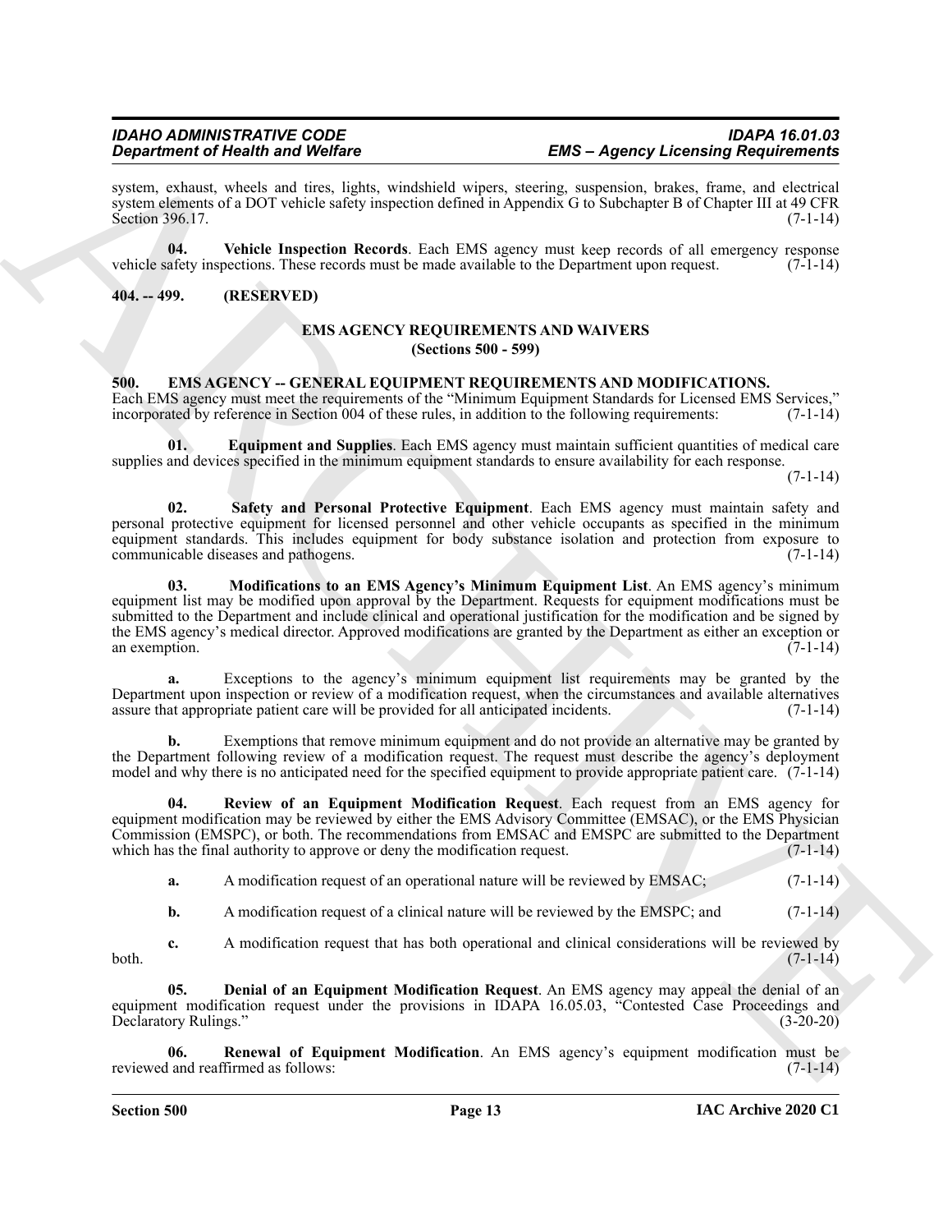system, exhaust, wheels and tires, lights, windshield wipers, steering, suspension, brakes, frame, and electrical system elements of a DOT vehicle safety inspection defined in Appendix G to Subchapter B of Chapter III at 49 CFR Section 396.17. (7-1-14)

**04. Vehicle Inspection Records**. Each EMS agency must keep records of all emergency response vehicle safety inspections. These records must be made available to the Department upon request. (7-1-14)

**404. -- 499. (RESERVED)**

## EMS AGENCY REQUIREMENTS AND WAIVERS
### (Sections 500 - 599)

**500. EMS AGENCY -- GENERAL EQUIPMENT REQUIREMENTS AND MODIFICATIONS.**

Each EMS agency must meet the requirements of the "Minimum Equipment Standards for Licensed EMS Services," incorporated by reference in Section 004 of these rules, in addition to the following requirements: (7-1-14)

**01. Equipment and Supplies**. Each EMS agency must maintain sufficient quantities of medical care supplies and devices specified in the minimum equipment standards to ensure availability for each response. (7-1-14)

**02. Safety and Personal Protective Equipment**. Each EMS agency must maintain safety and personal protective equipment for licensed personnel and other vehicle occupants as specified in the minimum equipment standards. This includes equipment for body substance isolation and protection from exposure to communicable diseases and pathogens. (7-1-14)

**03. Modifications to an EMS Agency's Minimum Equipment List**. An EMS agency's minimum equipment list may be modified upon approval by the Department. Requests for equipment modifications must be submitted to the Department and include clinical and operational justification for the modification and be signed by the EMS agency's medical director. Approved modifications are granted by the Department as either an exception or an exemption. (7-1-14)

**a.** Exceptions to the agency's minimum equipment list requirements may be granted by the Department upon inspection or review of a modification request, when the circumstances and available alternatives assure that appropriate patient care will be provided for all anticipated incidents. (7-1-14)

**b.** Exemptions that remove minimum equipment and do not provide an alternative may be granted by the Department following review of a modification request. The request must describe the agency's deployment model and why there is no anticipated need for the specified equipment to provide appropriate patient care. (7-1-14)

**04. Review of an Equipment Modification Request**. Each request from an EMS agency for equipment modification may be reviewed by either the EMS Advisory Committee (EMSAC), or the EMS Physician Commission (EMSPC), or both. The recommendations from EMSAC and EMSPC are submitted to the Department which has the final authority to approve or deny the modification request. (7-1-14)

**a.** A modification request of an operational nature will be reviewed by EMSAC; (7-1-14)

**b.** A modification request of a clinical nature will be reviewed by the EMSPC; and (7-1-14)

**c.** A modification request that has both operational and clinical considerations will be reviewed by both. (7-1-14)

**05. Denial of an Equipment Modification Request**. An EMS agency may appeal the denial of an equipment modification request under the provisions in IDAPA 16.05.03, "Contested Case Proceedings and Declaratory Rulings." (3-20-20)

**06. Renewal of Equipment Modification**. An EMS agency's equipment modification must be reviewed and reaffirmed as follows: (7-1-14)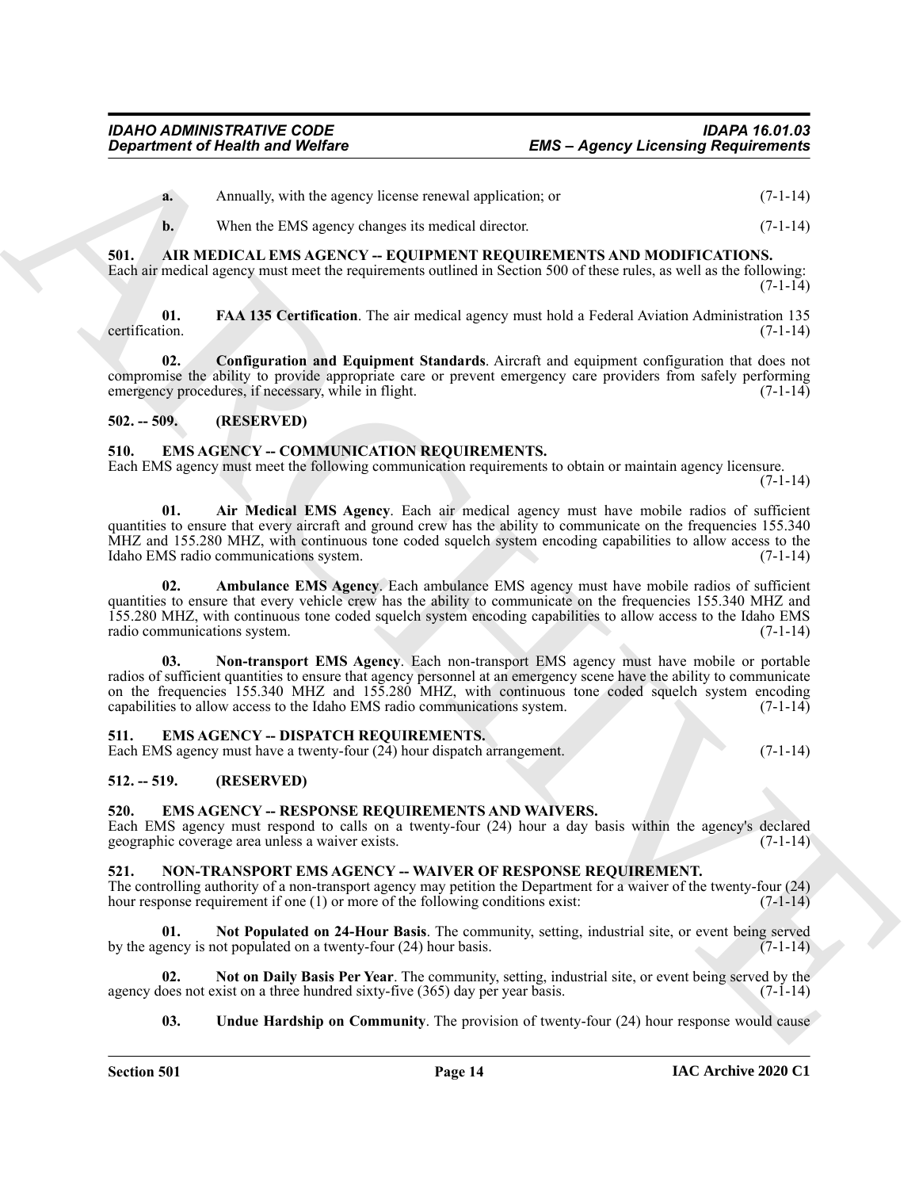**a.** Annually, with the agency license renewal application; or (7-1-14)

**b.** When the EMS agency changes its medical director. (7-1-14)

### 501. AIR MEDICAL EMS AGENCY -- EQUIPMENT REQUIREMENTS AND MODIFICATIONS.

Each air medical agency must meet the requirements outlined in Section 500 of these rules, as well as the following: (7-1-14)

**01. FAA 135 Certification**. The air medical agency must hold a Federal Aviation Administration 135 certification. (7-1-14)

**02. Configuration and Equipment Standards**. Aircraft and equipment configuration that does not compromise the ability to provide appropriate care or prevent emergency care providers from safely performing emergency procedures, if necessary, while in flight. (7-1-14)

### 502. -- 509. (RESERVED)

### 510. EMS AGENCY -- COMMUNICATION REQUIREMENTS.

Each EMS agency must meet the following communication requirements to obtain or maintain agency licensure. (7-1-14)

**01. Air Medical EMS Agency**. Each air medical agency must have mobile radios of sufficient quantities to ensure that every aircraft and ground crew has the ability to communicate on the frequencies 155.340 MHZ and 155.280 MHZ, with continuous tone coded squelch system encoding capabilities to allow access to the Idaho EMS radio communications system. (7-1-14)

**02. Ambulance EMS Agency**. Each ambulance EMS agency must have mobile radios of sufficient quantities to ensure that every vehicle crew has the ability to communicate on the frequencies 155.340 MHZ and 155.280 MHZ, with continuous tone coded squelch system encoding capabilities to allow access to the Idaho EMS radio communications system. (7-1-14)

**03. Non-transport EMS Agency**. Each non-transport EMS agency must have mobile or portable radios of sufficient quantities to ensure that agency personnel at an emergency scene have the ability to communicate on the frequencies 155.340 MHZ and 155.280 MHZ, with continuous tone coded squelch system encoding capabilities to allow access to the Idaho EMS radio communications system. (7-1-14)

### 511. EMS AGENCY -- DISPATCH REQUIREMENTS.

Each EMS agency must have a twenty-four (24) hour dispatch arrangement. (7-1-14)

### 512. -- 519. (RESERVED)

### 520. EMS AGENCY -- RESPONSE REQUIREMENTS AND WAIVERS.

Each EMS agency must respond to calls on a twenty-four (24) hour a day basis within the agency's declared geographic coverage area unless a waiver exists. (7-1-14)

### 521. NON-TRANSPORT EMS AGENCY -- WAIVER OF RESPONSE REQUIREMENT.

The controlling authority of a non-transport agency may petition the Department for a waiver of the twenty-four (24) hour response requirement if one (1) or more of the following conditions exist: (7-1-14)

**01. Not Populated on 24-Hour Basis**. The community, setting, industrial site, or event being served by the agency is not populated on a twenty-four (24) hour basis. (7-1-14)

**02. Not on Daily Basis Per Year**. The community, setting, industrial site, or event being served by the agency does not exist on a three hundred sixty-five (365) day per year basis. (7-1-14)

**03. Undue Hardship on Community**. The provision of twenty-four (24) hour response would cause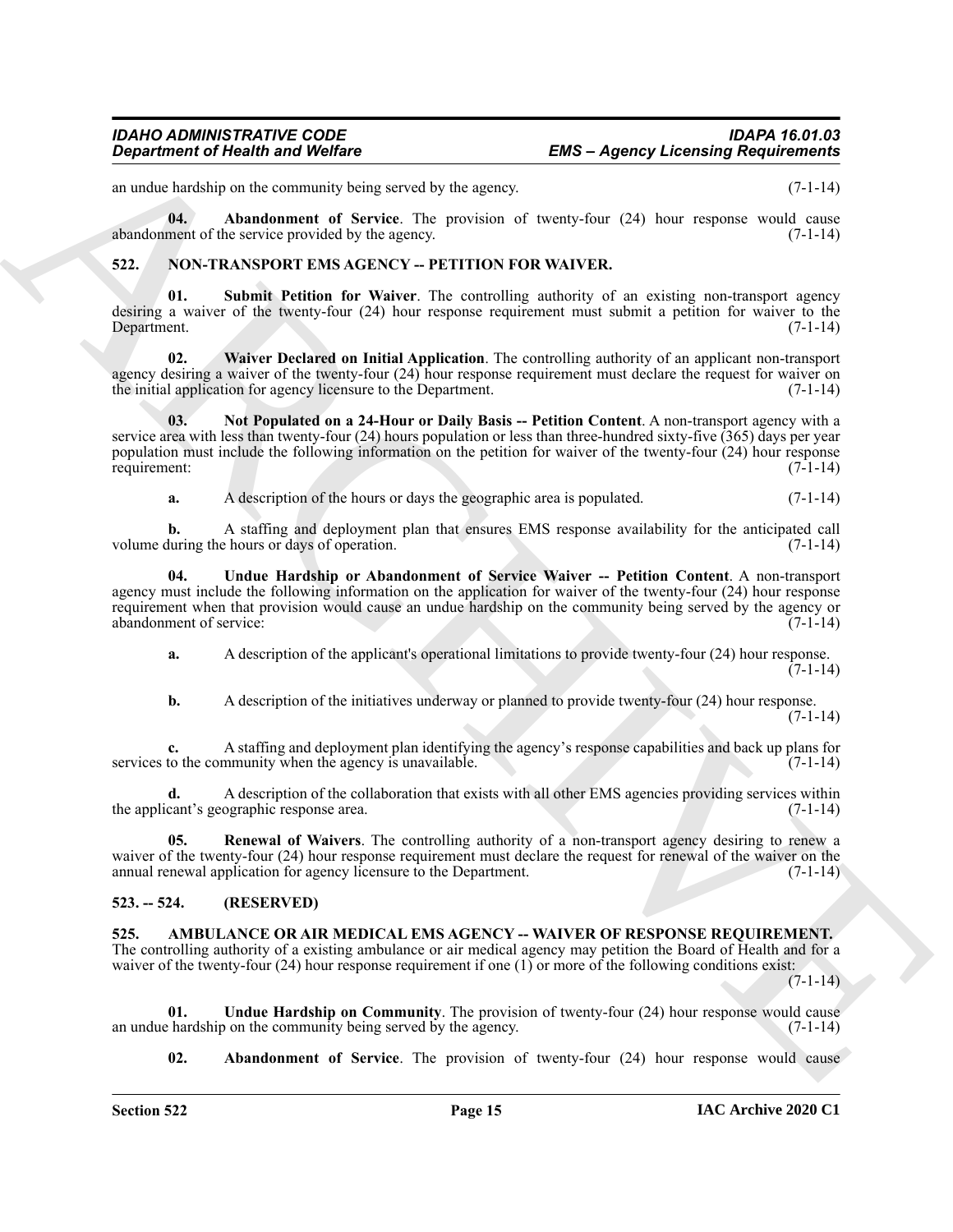an undue hardship on the community being served by the agency. (7-1-14)

**04. Abandonment of Service**. The provision of twenty-four (24) hour response would cause abandonment of the service provided by the agency. (7-1-14)

## 522. NON-TRANSPORT EMS AGENCY -- PETITION FOR WAIVER.

**01. Submit Petition for Waiver**. The controlling authority of an existing non-transport agency desiring a waiver of the twenty-four (24) hour response requirement must submit a petition for waiver to the Department. (7-1-14)

**02. Waiver Declared on Initial Application**. The controlling authority of an applicant non-transport agency desiring a waiver of the twenty-four (24) hour response requirement must declare the request for waiver on the initial application for agency licensure to the Department. (7-1-14)

**03. Not Populated on a 24-Hour or Daily Basis -- Petition Content**. A non-transport agency with a service area with less than twenty-four (24) hours population or less than three-hundred sixty-five (365) days per year population must include the following information on the petition for waiver of the twenty-four (24) hour response requirement: (7-1-14)

**a.** A description of the hours or days the geographic area is populated. (7-1-14)

**b.** A staffing and deployment plan that ensures EMS response availability for the anticipated call volume during the hours or days of operation. (7-1-14)

**04. Undue Hardship or Abandonment of Service Waiver -- Petition Content**. A non-transport agency must include the following information on the application for waiver of the twenty-four (24) hour response requirement when that provision would cause an undue hardship on the community being served by the agency or abandonment of service: (7-1-14)

**a.** A description of the applicant's operational limitations to provide twenty-four (24) hour response. (7-1-14)

**b.** A description of the initiatives underway or planned to provide twenty-four (24) hour response. (7-1-14)

**c.** A staffing and deployment plan identifying the agency's response capabilities and back up plans for services to the community when the agency is unavailable. (7-1-14)

**d.** A description of the collaboration that exists with all other EMS agencies providing services within the applicant's geographic response area. (7-1-14)

**05. Renewal of Waivers**. The controlling authority of a non-transport agency desiring to renew a waiver of the twenty-four (24) hour response requirement must declare the request for renewal of the waiver on the annual renewal application for agency licensure to the Department. (7-1-14)

## 523. -- 524. (RESERVED)

## 525. AMBULANCE OR AIR MEDICAL EMS AGENCY -- WAIVER OF RESPONSE REQUIREMENT.

The controlling authority of a existing ambulance or air medical agency may petition the Board of Health and for a waiver of the twenty-four (24) hour response requirement if one (1) or more of the following conditions exist: (7-1-14)

**01. Undue Hardship on Community**. The provision of twenty-four (24) hour response would cause an undue hardship on the community being served by the agency. (7-1-14)

**02. Abandonment of Service**. The provision of twenty-four (24) hour response would cause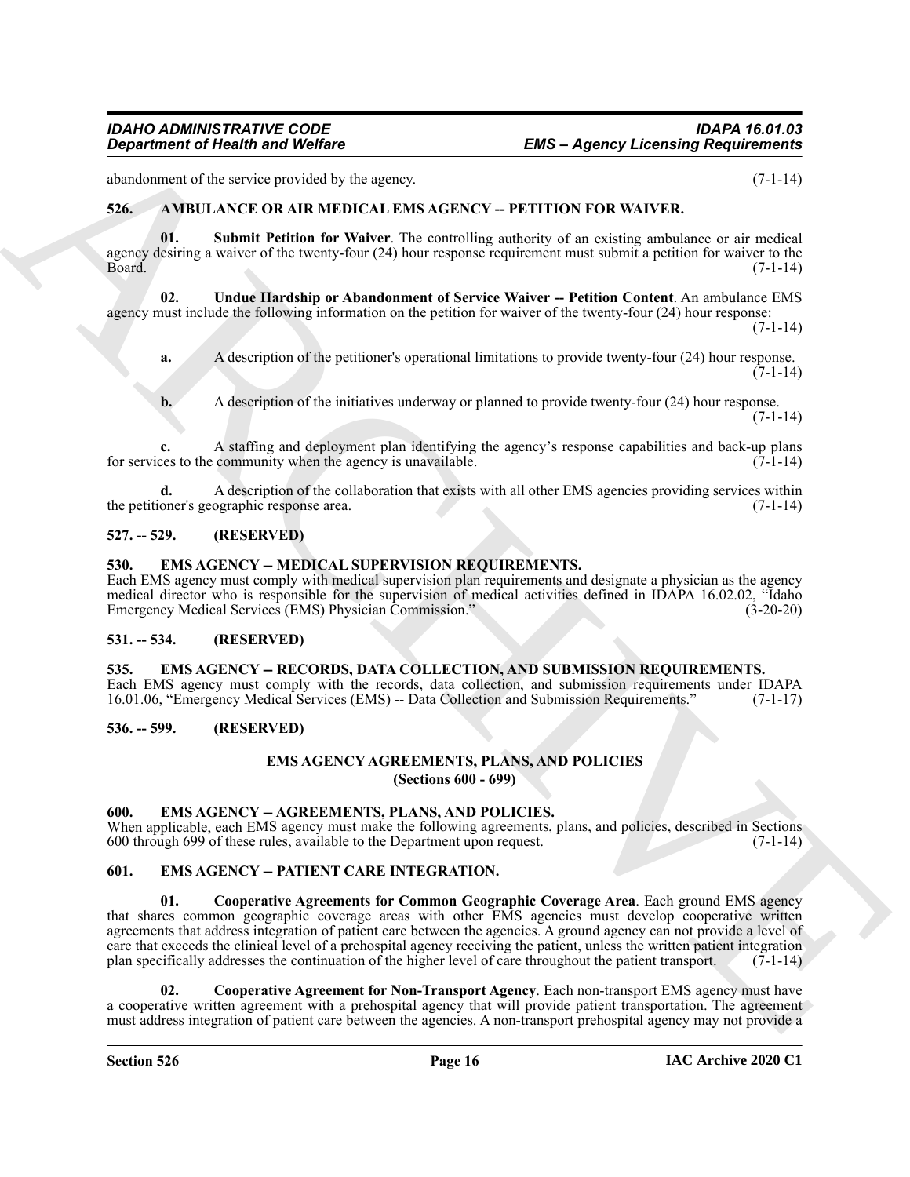abandonment of the service provided by the agency. (7-1-14)

### 526. AMBULANCE OR AIR MEDICAL EMS AGENCY -- PETITION FOR WAIVER.

**01. Submit Petition for Waiver**. The controlling authority of an existing ambulance or air medical agency desiring a waiver of the twenty-four (24) hour response requirement must submit a petition for waiver to the Board. (7-1-14)

**02. Undue Hardship or Abandonment of Service Waiver -- Petition Content**. An ambulance EMS agency must include the following information on the petition for waiver of the twenty-four (24) hour response: (7-1-14)

**a.** A description of the petitioner's operational limitations to provide twenty-four (24) hour response. (7-1-14)

**b.** A description of the initiatives underway or planned to provide twenty-four (24) hour response. (7-1-14)

**c.** A staffing and deployment plan identifying the agency's response capabilities and back-up plans for services to the community when the agency is unavailable. (7-1-14)

**d.** A description of the collaboration that exists with all other EMS agencies providing services within the petitioner's geographic response area. (7-1-14)

### 527. -- 529. (RESERVED)

### 530. EMS AGENCY -- MEDICAL SUPERVISION REQUIREMENTS.

Each EMS agency must comply with medical supervision plan requirements and designate a physician as the agency medical director who is responsible for the supervision of medical activities defined in IDAPA 16.02.02, "Idaho Emergency Medical Services (EMS) Physician Commission." (3-20-20)

### 531. -- 534. (RESERVED)

### 535. EMS AGENCY -- RECORDS, DATA COLLECTION, AND SUBMISSION REQUIREMENTS.

Each EMS agency must comply with the records, data collection, and submission requirements under IDAPA 16.01.06, "Emergency Medical Services (EMS) -- Data Collection and Submission Requirements." (7-1-17)

### 536. -- 599. (RESERVED)

## EMS AGENCY AGREEMENTS, PLANS, AND POLICIES
**(Sections 600 - 699)**

### 600. EMS AGENCY -- AGREEMENTS, PLANS, AND POLICIES.

When applicable, each EMS agency must make the following agreements, plans, and policies, described in Sections 600 through 699 of these rules, available to the Department upon request. (7-1-14)

### 601. EMS AGENCY -- PATIENT CARE INTEGRATION.

**01. Cooperative Agreements for Common Geographic Coverage Area**. Each ground EMS agency that shares common geographic coverage areas with other EMS agencies must develop cooperative written agreements that address integration of patient care between the agencies. A ground agency can not provide a level of care that exceeds the clinical level of a prehospital agency receiving the patient, unless the written patient integration plan specifically addresses the continuation of the higher level of care throughout the patient transport. (7-1-14)

**02. Cooperative Agreement for Non-Transport Agency**. Each non-transport EMS agency must have a cooperative written agreement with a prehospital agency that will provide patient transportation. The agreement must address integration of patient care between the agencies. A non-transport prehospital agency may not provide a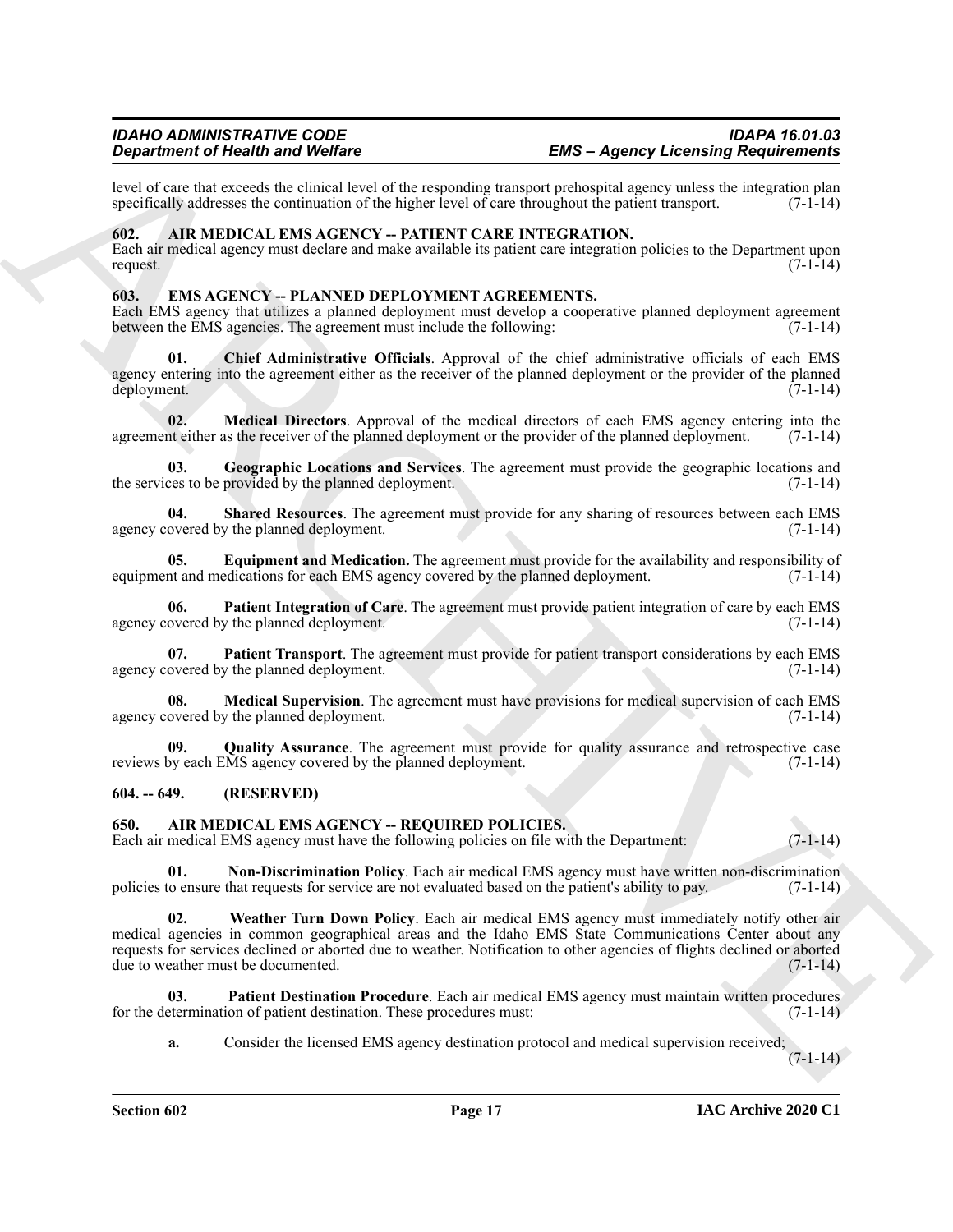level of care that exceeds the clinical level of the responding transport prehospital agency unless the integration plan specifically addresses the continuation of the higher level of care throughout the patient transport. (7-1-14)

### 602. AIR MEDICAL EMS AGENCY -- PATIENT CARE INTEGRATION.

Each air medical agency must declare and make available its patient care integration policies to the Department upon request. (7-1-14)

### 603. EMS AGENCY -- PLANNED DEPLOYMENT AGREEMENTS.

Each EMS agency that utilizes a planned deployment must develop a cooperative planned deployment agreement between the EMS agencies. The agreement must include the following: (7-1-14)

**01. Chief Administrative Officials**. Approval of the chief administrative officials of each EMS agency entering into the agreement either as the receiver of the planned deployment or the provider of the planned deployment. (7-1-14)

**02. Medical Directors**. Approval of the medical directors of each EMS agency entering into the agreement either as the receiver of the planned deployment or the provider of the planned deployment. (7-1-14)

**03. Geographic Locations and Services**. The agreement must provide the geographic locations and the services to be provided by the planned deployment. (7-1-14)

**04. Shared Resources**. The agreement must provide for any sharing of resources between each EMS agency covered by the planned deployment. (7-1-14)

**05. Equipment and Medication.** The agreement must provide for the availability and responsibility of equipment and medications for each EMS agency covered by the planned deployment. (7-1-14)

**06. Patient Integration of Care**. The agreement must provide patient integration of care by each EMS agency covered by the planned deployment. (7-1-14)

**07. Patient Transport**. The agreement must provide for patient transport considerations by each EMS agency covered by the planned deployment. (7-1-14)

**08. Medical Supervision**. The agreement must have provisions for medical supervision of each EMS agency covered by the planned deployment. (7-1-14)

**09. Quality Assurance**. The agreement must provide for quality assurance and retrospective case reviews by each EMS agency covered by the planned deployment. (7-1-14)

### 604. -- 649. (RESERVED)

### 650. AIR MEDICAL EMS AGENCY -- REQUIRED POLICIES.

Each air medical EMS agency must have the following policies on file with the Department: (7-1-14)

**01. Non-Discrimination Policy**. Each air medical EMS agency must have written non-discrimination policies to ensure that requests for service are not evaluated based on the patient's ability to pay. (7-1-14)

**02. Weather Turn Down Policy**. Each air medical EMS agency must immediately notify other air medical agencies in common geographical areas and the Idaho EMS State Communications Center about any requests for services declined or aborted due to weather. Notification to other agencies of flights declined or aborted due to weather must be documented. (7-1-14)

**03. Patient Destination Procedure**. Each air medical EMS agency must maintain written procedures for the determination of patient destination. These procedures must: (7-1-14)

**a.** Consider the licensed EMS agency destination protocol and medical supervision received; (7-1-14)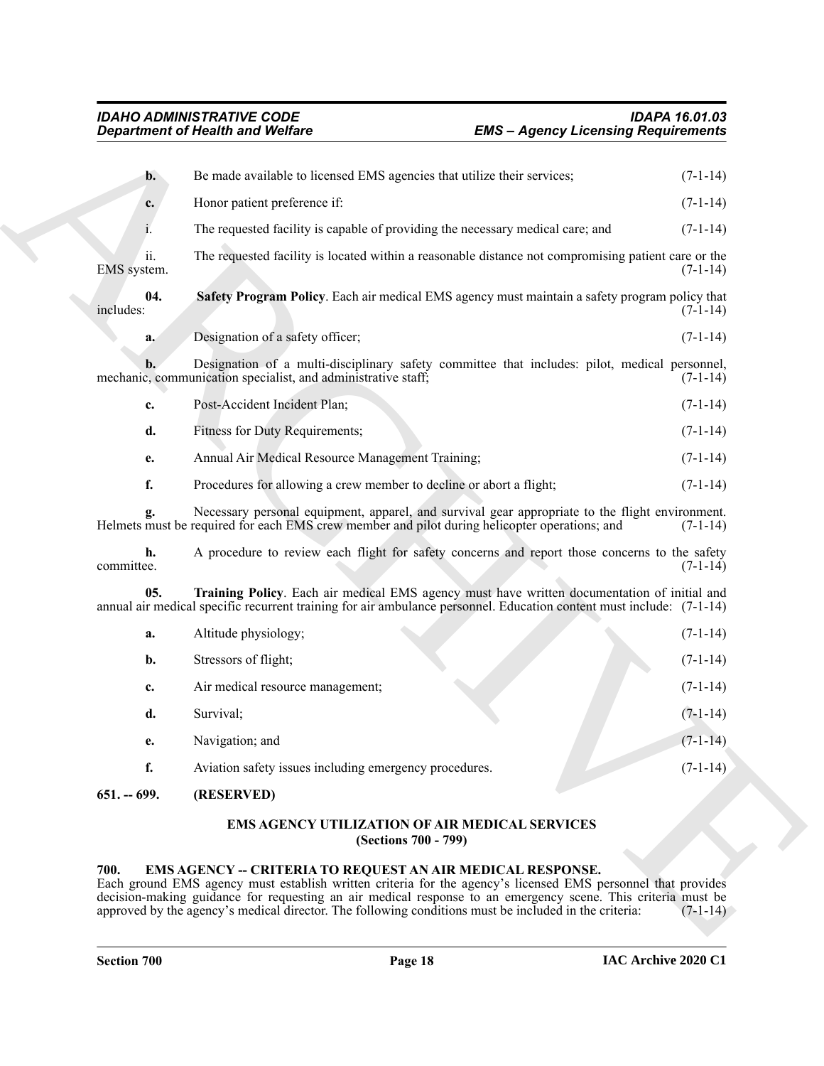**b.** Be made available to licensed EMS agencies that utilize their services; (7-1-14)

**c.** Honor patient preference if: (7-1-14)

i. The requested facility is capable of providing the necessary medical care; and (7-1-14)

ii. The requested facility is located within a reasonable distance not compromising patient care or the EMS system. (7-1-14)

**04. Safety Program Policy**. Each air medical EMS agency must maintain a safety program policy that includes: (7-1-14)

**a.** Designation of a safety officer; (7-1-14)

**b.** Designation of a multi-disciplinary safety committee that includes: pilot, medical personnel, mechanic, communication specialist, and administrative staff; (7-1-14)

**c.** Post-Accident Incident Plan; (7-1-14)

**d.** Fitness for Duty Requirements; (7-1-14)

**e.** Annual Air Medical Resource Management Training; (7-1-14)

**f.** Procedures for allowing a crew member to decline or abort a flight; (7-1-14)

**g.** Necessary personal equipment, apparel, and survival gear appropriate to the flight environment. Helmets must be required for each EMS crew member and pilot during helicopter operations; and (7-1-14)

**h.** A procedure to review each flight for safety concerns and report those concerns to the safety committee. (7-1-14)

**05. Training Policy**. Each air medical EMS agency must have written documentation of initial and annual air medical specific recurrent training for air ambulance personnel. Education content must include: (7-1-14)

**a.** Altitude physiology; (7-1-14)

**b.** Stressors of flight; (7-1-14)

**c.** Air medical resource management; (7-1-14)

**d.** Survival; (7-1-14)

**e.** Navigation; and (7-1-14)

**f.** Aviation safety issues including emergency procedures. (7-1-14)

**651. -- 699. (RESERVED)**

## EMS AGENCY UTILIZATION OF AIR MEDICAL SERVICES
## (Sections 700 - 799)

**700. EMS AGENCY -- CRITERIA TO REQUEST AN AIR MEDICAL RESPONSE.**

Each ground EMS agency must establish written criteria for the agency's licensed EMS personnel that provides decision-making guidance for requesting an air medical response to an emergency scene. This criteria must be approved by the agency's medical director. The following conditions must be included in the criteria: (7-1-14)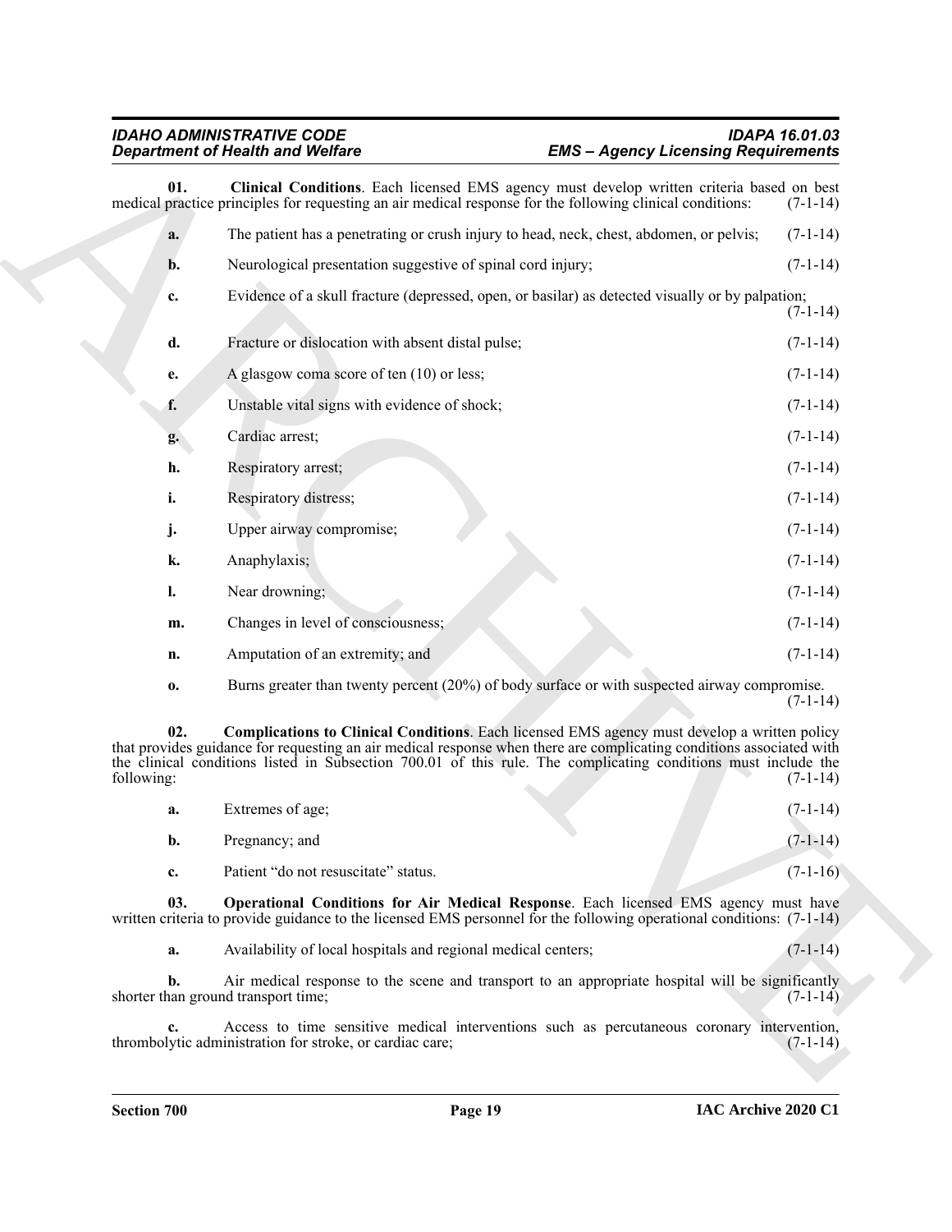**01. Clinical Conditions**. Each licensed EMS agency must develop written criteria based on best medical practice principles for requesting an air medical response for the following clinical conditions: (7-1-14)

**a.** The patient has a penetrating or crush injury to head, neck, chest, abdomen, or pelvis; (7-1-14)

**b.** Neurological presentation suggestive of spinal cord injury; (7-1-14)

**c.** Evidence of a skull fracture (depressed, open, or basilar) as detected visually or by palpation; (7-1-14)

**d.** Fracture or dislocation with absent distal pulse; (7-1-14)

**e.** A glasgow coma score of ten (10) or less; (7-1-14)

**f.** Unstable vital signs with evidence of shock; (7-1-14)

**g.** Cardiac arrest; (7-1-14)

**h.** Respiratory arrest; (7-1-14)

**i.** Respiratory distress; (7-1-14)

**j.** Upper airway compromise; (7-1-14)

**k.** Anaphylaxis; (7-1-14)

**l.** Near drowning; (7-1-14)

**m.** Changes in level of consciousness; (7-1-14)

**n.** Amputation of an extremity; and (7-1-14)

**o.** Burns greater than twenty percent (20%) of body surface or with suspected airway compromise. (7-1-14)

**02. Complications to Clinical Conditions**. Each licensed EMS agency must develop a written policy that provides guidance for requesting an air medical response when there are complicating conditions associated with the clinical conditions listed in Subsection 700.01 of this rule. The complicating conditions must include the following: (7-1-14)

**a.** Extremes of age; (7-1-14)

**b.** Pregnancy; and (7-1-14)

**c.** Patient "do not resuscitate" status. (7-1-16)

**03. Operational Conditions for Air Medical Response**. Each licensed EMS agency must have written criteria to provide guidance to the licensed EMS personnel for the following operational conditions: (7-1-14)

**a.** Availability of local hospitals and regional medical centers; (7-1-14)

**b.** Air medical response to the scene and transport to an appropriate hospital will be significantly shorter than ground transport time; (7-1-14)

**c.** Access to time sensitive medical interventions such as percutaneous coronary intervention, thrombolytic administration for stroke, or cardiac care; (7-1-14)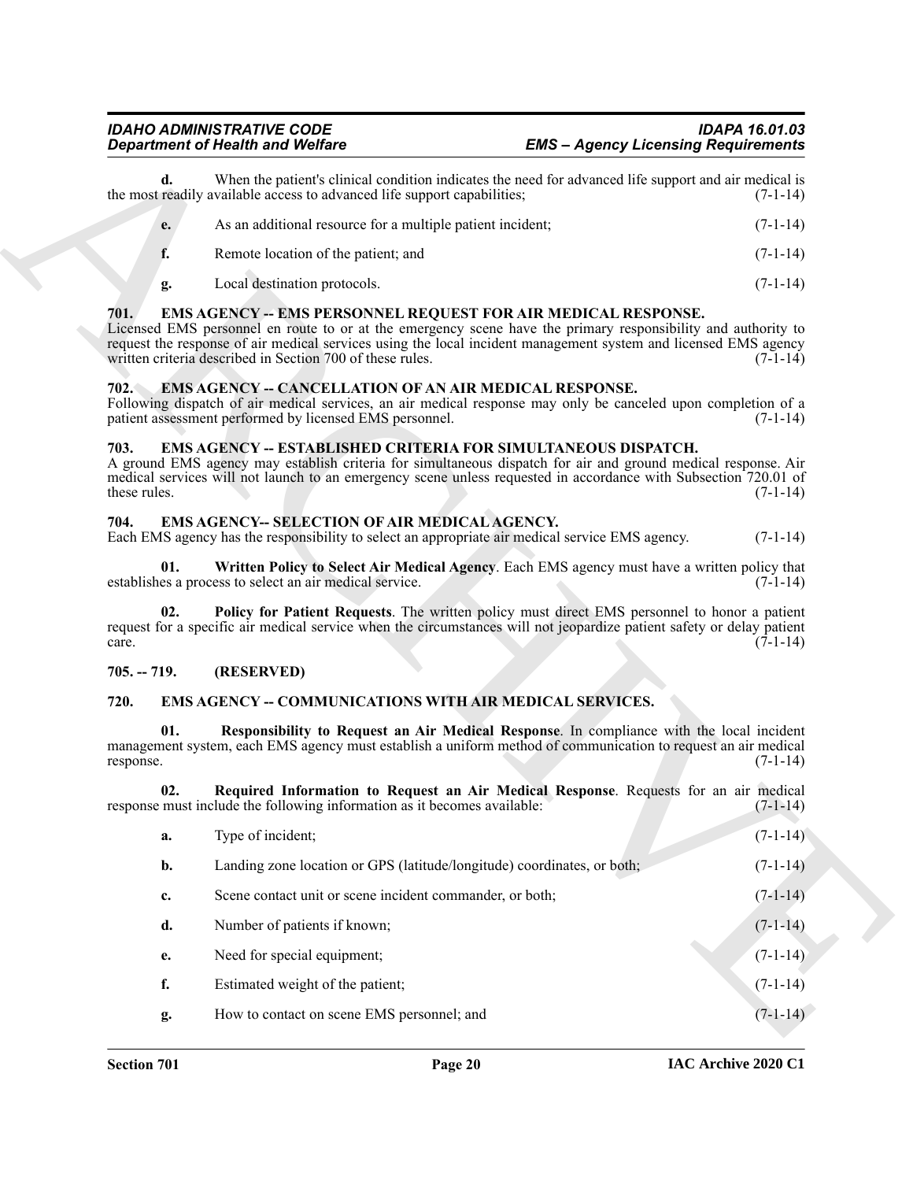**d.** When the patient's clinical condition indicates the need for advanced life support and air medical is the most readily available access to advanced life support capabilities; (7-1-14)

**e.** As an additional resource for a multiple patient incident; (7-1-14)

**f.** Remote location of the patient; and (7-1-14)

**g.** Local destination protocols. (7-1-14)

### 701. EMS AGENCY -- EMS PERSONNEL REQUEST FOR AIR MEDICAL RESPONSE.

Licensed EMS personnel en route to or at the emergency scene have the primary responsibility and authority to request the response of air medical services using the local incident management system and licensed EMS agency written criteria described in Section 700 of these rules. (7-1-14)

### 702. EMS AGENCY -- CANCELLATION OF AN AIR MEDICAL RESPONSE.

Following dispatch of air medical services, an air medical response may only be canceled upon completion of a patient assessment performed by licensed EMS personnel. (7-1-14)

### 703. EMS AGENCY -- ESTABLISHED CRITERIA FOR SIMULTANEOUS DISPATCH.

A ground EMS agency may establish criteria for simultaneous dispatch for air and ground medical response. Air medical services will not launch to an emergency scene unless requested in accordance with Subsection 720.01 of these rules. (7-1-14)

### 704. EMS AGENCY-- SELECTION OF AIR MEDICAL AGENCY.

Each EMS agency has the responsibility to select an appropriate air medical service EMS agency. (7-1-14)

**01. Written Policy to Select Air Medical Agency**. Each EMS agency must have a written policy that establishes a process to select an air medical service. (7-1-14)

**02. Policy for Patient Requests**. The written policy must direct EMS personnel to honor a patient request for a specific air medical service when the circumstances will not jeopardize patient safety or delay patient care. (7-1-14)

### 705. -- 719. (RESERVED)

### 720. EMS AGENCY -- COMMUNICATIONS WITH AIR MEDICAL SERVICES.

**01. Responsibility to Request an Air Medical Response**. In compliance with the local incident management system, each EMS agency must establish a uniform method of communication to request an air medical response. (7-1-14)

**02. Required Information to Request an Air Medical Response**. Requests for an air medical response must include the following information as it becomes available: (7-1-14)

**a.** Type of incident; (7-1-14)

**b.** Landing zone location or GPS (latitude/longitude) coordinates, or both; (7-1-14)

**c.** Scene contact unit or scene incident commander, or both; (7-1-14)

**d.** Number of patients if known; (7-1-14)

**e.** Need for special equipment; (7-1-14)

**f.** Estimated weight of the patient; (7-1-14)

**g.** How to contact on scene EMS personnel; and (7-1-14)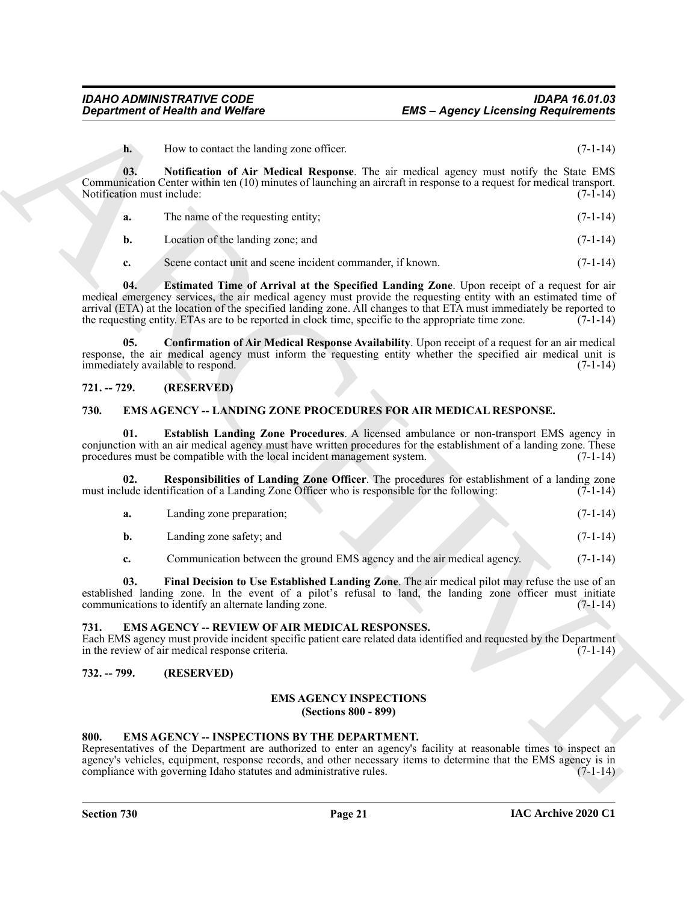**h.** How to contact the landing zone officer. (7-1-14)

**03. Notification of Air Medical Response**. The air medical agency must notify the State EMS Communication Center within ten (10) minutes of launching an aircraft in response to a request for medical transport. Notification must include: (7-1-14)

**a.** The name of the requesting entity; (7-1-14)

**b.** Location of the landing zone; and (7-1-14)

**c.** Scene contact unit and scene incident commander, if known. (7-1-14)

**04. Estimated Time of Arrival at the Specified Landing Zone**. Upon receipt of a request for air medical emergency services, the air medical agency must provide the requesting entity with an estimated time of arrival (ETA) at the location of the specified landing zone. All changes to that ETA must immediately be reported to the requesting entity. ETAs are to be reported in clock time, specific to the appropriate time zone. (7-1-14)

**05. Confirmation of Air Medical Response Availability**. Upon receipt of a request for an air medical response, the air medical agency must inform the requesting entity whether the specified air medical unit is immediately available to respond. (7-1-14)

**721. -- 729. (RESERVED)**

**730. EMS AGENCY -- LANDING ZONE PROCEDURES FOR AIR MEDICAL RESPONSE.**

**01. Establish Landing Zone Procedures**. A licensed ambulance or non-transport EMS agency in conjunction with an air medical agency must have written procedures for the establishment of a landing zone. These procedures must be compatible with the local incident management system. (7-1-14)

**02. Responsibilities of Landing Zone Officer**. The procedures for establishment of a landing zone must include identification of a Landing Zone Officer who is responsible for the following: (7-1-14)

**a.** Landing zone preparation; (7-1-14)

**b.** Landing zone safety; and (7-1-14)

**c.** Communication between the ground EMS agency and the air medical agency. (7-1-14)

**03. Final Decision to Use Established Landing Zone**. The air medical pilot may refuse the use of an established landing zone. In the event of a pilot's refusal to land, the landing zone officer must initiate communications to identify an alternate landing zone. (7-1-14)

**731. EMS AGENCY -- REVIEW OF AIR MEDICAL RESPONSES.**
Each EMS agency must provide incident specific patient care related data identified and requested by the Department in the review of air medical response criteria. (7-1-14)

**732. -- 799. (RESERVED)**

## EMS AGENCY INSPECTIONS
### (Sections 800 - 899)

**800. EMS AGENCY -- INSPECTIONS BY THE DEPARTMENT.**
Representatives of the Department are authorized to enter an agency's facility at reasonable times to inspect an agency's vehicles, equipment, response records, and other necessary items to determine that the EMS agency is in compliance with governing Idaho statutes and administrative rules. (7-1-14)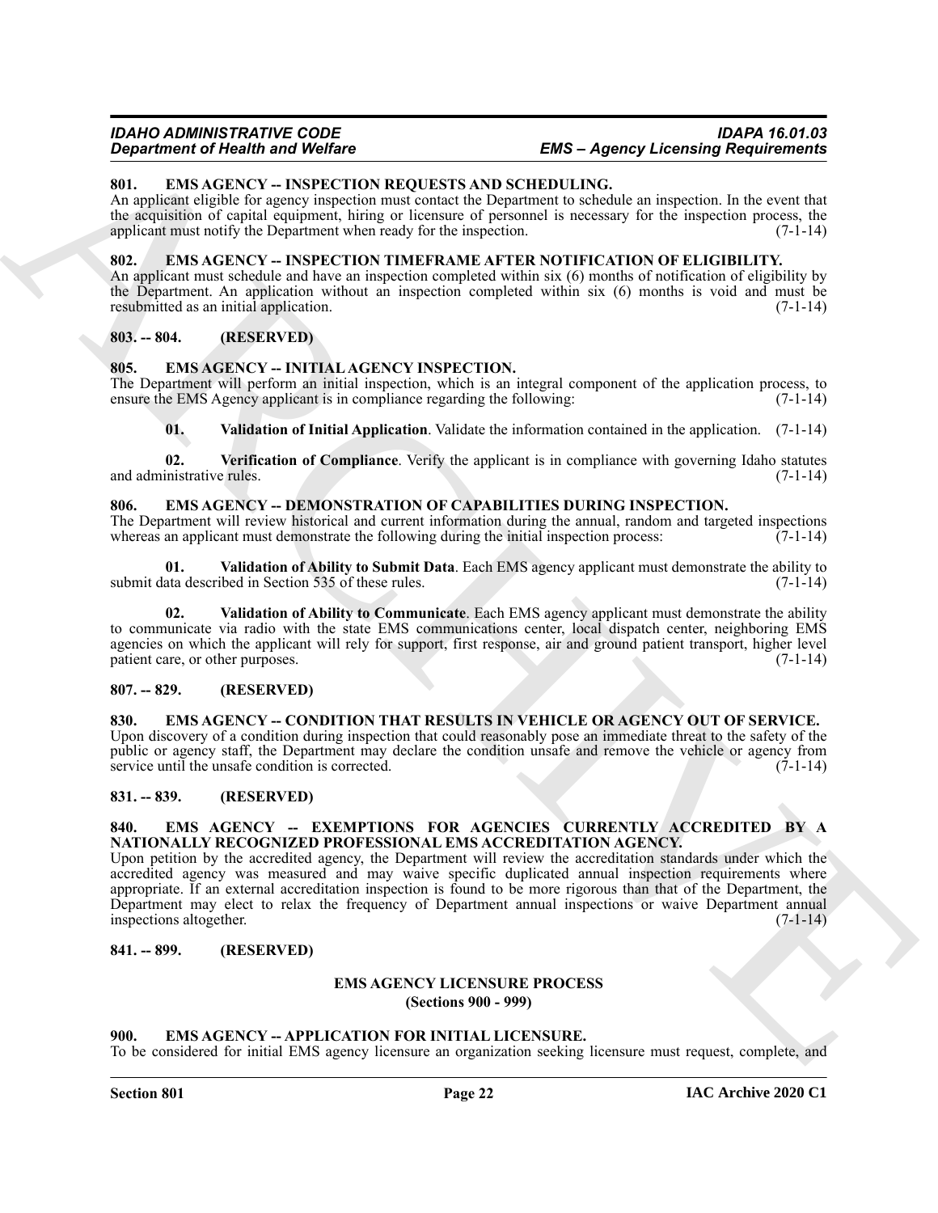### 801. EMS AGENCY -- INSPECTION REQUESTS AND SCHEDULING.

An applicant eligible for agency inspection must contact the Department to schedule an inspection. In the event that the acquisition of capital equipment, hiring or licensure of personnel is necessary for the inspection process, the applicant must notify the Department when ready for the inspection. (7-1-14)

### 802. EMS AGENCY -- INSPECTION TIMEFRAME AFTER NOTIFICATION OF ELIGIBILITY.

An applicant must schedule and have an inspection completed within six (6) months of notification of eligibility by the Department. An application without an inspection completed within six (6) months is void and must be resubmitted as an initial application. (7-1-14)

### 803. -- 804. (RESERVED)

### 805. EMS AGENCY -- INITIAL AGENCY INSPECTION.

The Department will perform an initial inspection, which is an integral component of the application process, to ensure the EMS Agency applicant is in compliance regarding the following: (7-1-14)

**01. Validation of Initial Application**. Validate the information contained in the application. (7-1-14)

**02. Verification of Compliance**. Verify the applicant is in compliance with governing Idaho statutes and administrative rules. (7-1-14)

### 806. EMS AGENCY -- DEMONSTRATION OF CAPABILITIES DURING INSPECTION.

The Department will review historical and current information during the annual, random and targeted inspections whereas an applicant must demonstrate the following during the initial inspection process: (7-1-14)

**01. Validation of Ability to Submit Data**. Each EMS agency applicant must demonstrate the ability to submit data described in Section 535 of these rules. (7-1-14)

**02. Validation of Ability to Communicate**. Each EMS agency applicant must demonstrate the ability to communicate via radio with the state EMS communications center, local dispatch center, neighboring EMS agencies on which the applicant will rely for support, first response, air and ground patient transport, higher level patient care, or other purposes. (7-1-14)

### 807. -- 829. (RESERVED)

### 830. EMS AGENCY -- CONDITION THAT RESULTS IN VEHICLE OR AGENCY OUT OF SERVICE.

Upon discovery of a condition during inspection that could reasonably pose an immediate threat to the safety of the public or agency staff, the Department may declare the condition unsafe and remove the vehicle or agency from service until the unsafe condition is corrected. (7-1-14)

### 831. -- 839. (RESERVED)

### 840. EMS AGENCY -- EXEMPTIONS FOR AGENCIES CURRENTLY ACCREDITED BY A NATIONALLY RECOGNIZED PROFESSIONAL EMS ACCREDITATION AGENCY.

Upon petition by the accredited agency, the Department will review the accreditation standards under which the accredited agency was measured and may waive specific duplicated annual inspection requirements where appropriate. If an external accreditation inspection is found to be more rigorous than that of the Department, the Department may elect to relax the frequency of Department annual inspections or waive Department annual inspections altogether. (7-1-14)

### 841. -- 899. (RESERVED)

## EMS AGENCY LICENSURE PROCESS
**(Sections 900 - 999)**

### 900. EMS AGENCY -- APPLICATION FOR INITIAL LICENSURE.

To be considered for initial EMS agency licensure an organization seeking licensure must request, complete, and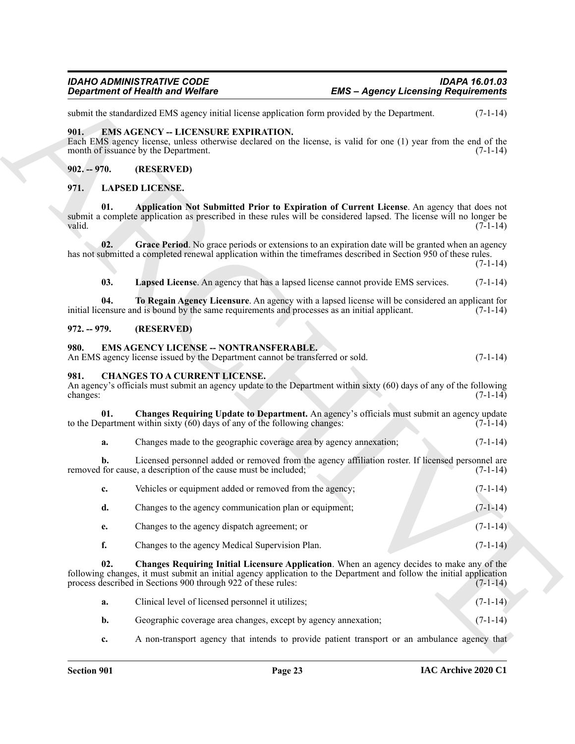submit the standardized EMS agency initial license application form provided by the Department. (7-1-14)

## 901. EMS AGENCY -- LICENSURE EXPIRATION.

Each EMS agency license, unless otherwise declared on the license, is valid for one (1) year from the end of the month of issuance by the Department. (7-1-14)

## 902. -- 970. (RESERVED)

## 971. LAPSED LICENSE.

**01. Application Not Submitted Prior to Expiration of Current License**. An agency that does not submit a complete application as prescribed in these rules will be considered lapsed. The license will no longer be valid. (7-1-14)

**02. Grace Period**. No grace periods or extensions to an expiration date will be granted when an agency has not submitted a completed renewal application within the timeframes described in Section 950 of these rules. (7-1-14)

**03. Lapsed License**. An agency that has a lapsed license cannot provide EMS services. (7-1-14)

**04. To Regain Agency Licensure**. An agency with a lapsed license will be considered an applicant for initial licensure and is bound by the same requirements and processes as an initial applicant. (7-1-14)

## 972. -- 979. (RESERVED)

## 980. EMS AGENCY LICENSE -- NONTRANSFERABLE.

An EMS agency license issued by the Department cannot be transferred or sold. (7-1-14)

## 981. CHANGES TO A CURRENT LICENSE.

An agency's officials must submit an agency update to the Department within sixty (60) days of any of the following changes: (7-1-14)

**01. Changes Requiring Update to Department.** An agency's officials must submit an agency update to the Department within sixty (60) days of any of the following changes: (7-1-14)

**a.** Changes made to the geographic coverage area by agency annexation; (7-1-14)

**b.** Licensed personnel added or removed from the agency affiliation roster. If licensed personnel are removed for cause, a description of the cause must be included; (7-1-14)

**c.** Vehicles or equipment added or removed from the agency; (7-1-14)

**d.** Changes to the agency communication plan or equipment; (7-1-14)

**e.** Changes to the agency dispatch agreement; or (7-1-14)

**f.** Changes to the agency Medical Supervision Plan. (7-1-14)

**02. Changes Requiring Initial Licensure Application**. When an agency decides to make any of the following changes, it must submit an initial agency application to the Department and follow the initial application process described in Sections 900 through 922 of these rules: (7-1-14)

**a.** Clinical level of licensed personnel it utilizes; (7-1-14)

**b.** Geographic coverage area changes, except by agency annexation; (7-1-14)

**c.** A non-transport agency that intends to provide patient transport or an ambulance agency that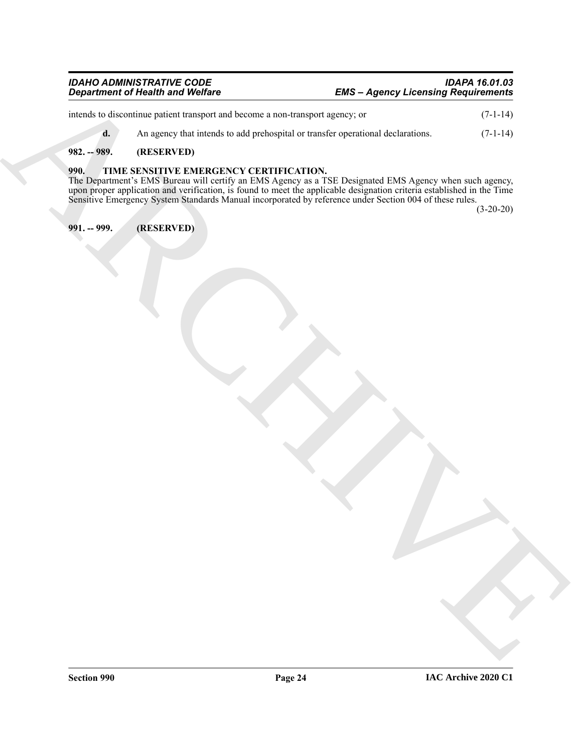intends to discontinue patient transport and become a non-transport agency; or (7-1-14)

**d.** An agency that intends to add prehospital or transfer operational declarations. (7-1-14)

**982. -- 989. (RESERVED)**

**990. TIME SENSITIVE EMERGENCY CERTIFICATION.**

The Department's EMS Bureau will certify an EMS Agency as a TSE Designated EMS Agency when such agency, upon proper application and verification, is found to meet the applicable designation criteria established in the Time Sensitive Emergency System Standards Manual incorporated by reference under Section 004 of these rules. (3-20-20)

**991. -- 999. (RESERVED)**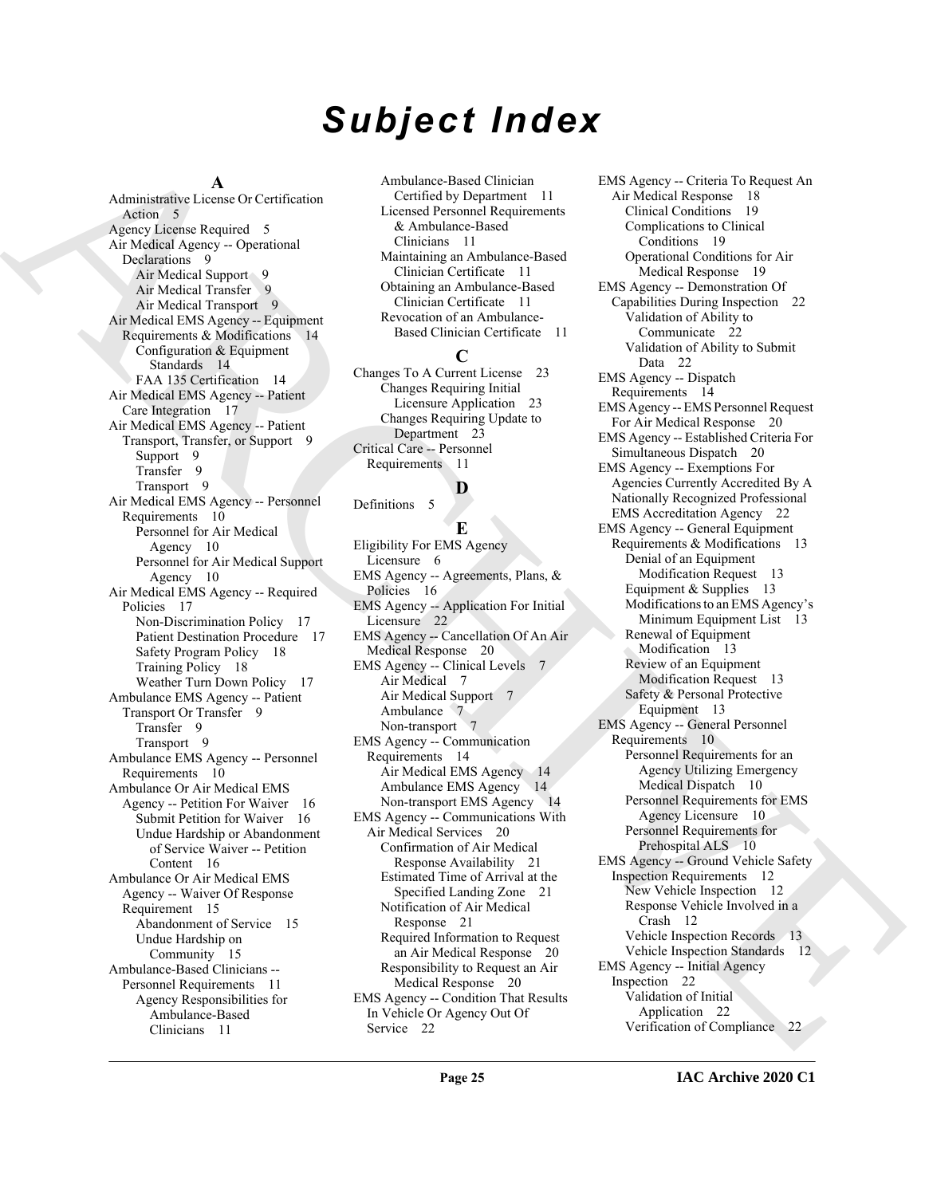# Subject Index

**A**

Administrative License Or Certification Action 5
Agency License Required 5
Air Medical Agency -- Operational Declarations 9
- Air Medical Support 9
- Air Medical Transfer 9
- Air Medical Transport 9

Air Medical EMS Agency -- Equipment Requirements & Modifications 14
- Configuration & Equipment Standards 14
- FAA 135 Certification 14

Air Medical EMS Agency -- Patient Care Integration 17
Air Medical EMS Agency -- Patient Transport, Transfer, or Support 9
- Support 9
- Transfer 9
- Transport 9

Air Medical EMS Agency -- Personnel Requirements 10
- Personnel for Air Medical Agency 10
- Personnel for Air Medical Support Agency 10

Air Medical EMS Agency -- Required Policies 17
- Non-Discrimination Policy 17
- Patient Destination Procedure 17
- Safety Program Policy 18
- Training Policy 18
- Weather Turn Down Policy 17

Ambulance EMS Agency -- Patient Transport Or Transfer 9
- Transfer 9
- Transport 9

Ambulance EMS Agency -- Personnel Requirements 10
Ambulance Or Air Medical EMS Agency -- Petition For Waiver 16
- Submit Petition for Waiver 16
- Undue Hardship or Abandonment of Service Waiver -- Petition Content 16

Ambulance Or Air Medical EMS Agency -- Waiver Of Response Requirement 15
- Abandonment of Service 15
- Undue Hardship on Community 15

Ambulance-Based Clinicians -- Personnel Requirements 11
- Agency Responsibilities for Ambulance-Based Clinicians 11
- Ambulance-Based Clinician Certified by Department 11
- Licensed Personnel Requirements & Ambulance-Based Clinicians 11
- Maintaining an Ambulance-Based Clinician Certificate 11
- Obtaining an Ambulance-Based Clinician Certificate 11
- Revocation of an Ambulance-Based Clinician Certificate 11

**C**

Changes To A Current License 23
- Changes Requiring Initial Licensure Application 23
- Changes Requiring Update to Department 23

Critical Care -- Personnel Requirements 11

**D**

Definitions 5

**E**

Eligibility For EMS Agency Licensure 6
EMS Agency -- Agreements, Plans, & Policies 16
EMS Agency -- Application For Initial Licensure 22
EMS Agency -- Cancellation Of An Air Medical Response 20
EMS Agency -- Clinical Levels 7
- Air Medical 7
- Air Medical Support 7
- Ambulance 7
- Non-transport 7

EMS Agency -- Communication Requirements 14
- Air Medical EMS Agency 14
- Ambulance EMS Agency 14
- Non-transport EMS Agency 14

EMS Agency -- Communications With Air Medical Services 20
- Confirmation of Air Medical Response Availability 21
- Estimated Time of Arrival at the Specified Landing Zone 21
- Notification of Air Medical Response 21
- Required Information to Request an Air Medical Response 20
- Responsibility to Request an Air Medical Response 20

EMS Agency -- Condition That Results In Vehicle Or Agency Out Of Service 22
EMS Agency -- Criteria To Request An Air Medical Response 18
- Clinical Conditions 19
- Complications to Clinical Conditions 19
- Operational Conditions for Air Medical Response 19

EMS Agency -- Demonstration Of Capabilities During Inspection 22
- Validation of Ability to Communicate 22
- Validation of Ability to Submit Data 22

EMS Agency -- Dispatch Requirements 14
EMS Agency -- EMS Personnel Request For Air Medical Response 20
EMS Agency -- Established Criteria For Simultaneous Dispatch 20
EMS Agency -- Exemptions For Agencies Currently Accredited By A Nationally Recognized Professional EMS Accreditation Agency 22
EMS Agency -- General Equipment Requirements & Modifications 13
- Denial of an Equipment Modification Request 13
- Equipment & Supplies 13
- Modifications to an EMS Agency's Minimum Equipment List 13
- Renewal of Equipment Modification 13
- Review of an Equipment Modification Request 13
- Safety & Personal Protective Equipment 13

EMS Agency -- General Personnel Requirements 10
- Personnel Requirements for an Agency Utilizing Emergency Medical Dispatch 10
- Personnel Requirements for EMS Agency Licensure 10
- Personnel Requirements for Prehospital ALS 10

EMS Agency -- Ground Vehicle Safety Inspection Requirements 12
- New Vehicle Inspection 12
- Response Vehicle Involved in a Crash 12
- Vehicle Inspection Records 13
- Vehicle Inspection Standards 12

EMS Agency -- Initial Agency Inspection 22
- Validation of Initial Application 22
- Verification of Compliance 22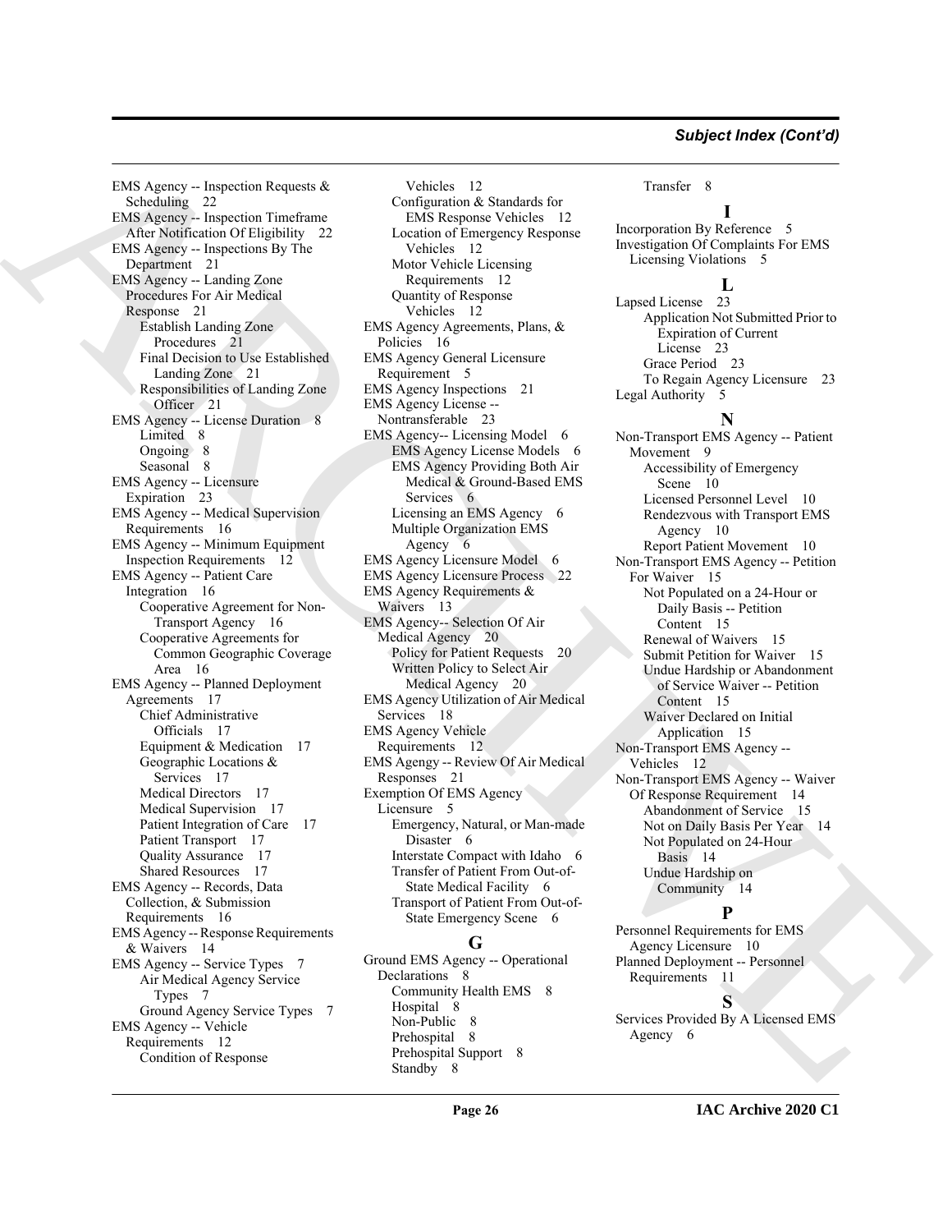## Subject Index (Cont'd)

EMS Agency -- Inspection Requests & Scheduling 22
EMS Agency -- Inspection Timeframe After Notification Of Eligibility 22
EMS Agency -- Inspections By The Department 21
EMS Agency -- Landing Zone Procedures For Air Medical Response 21
- Establish Landing Zone Procedures 21
- Final Decision to Use Established Landing Zone 21
- Responsibilities of Landing Zone Officer 21

EMS Agency -- License Duration 8
- Limited 8
- Ongoing 8
- Seasonal 8

EMS Agency -- Licensure Expiration 23
EMS Agency -- Medical Supervision Requirements 16
EMS Agency -- Minimum Equipment Inspection Requirements 12
EMS Agency -- Patient Care Integration 16
- Cooperative Agreement for Non-Transport Agency 16
- Cooperative Agreements for Common Geographic Coverage Area 16

EMS Agency -- Planned Deployment Agreements 17
- Chief Administrative Officials 17
- Equipment & Medication 17
- Geographic Locations & Services 17
- Medical Directors 17
- Medical Supervision 17
- Patient Integration of Care 17
- Patient Transport 17
- Quality Assurance 17
- Shared Resources 17

EMS Agency -- Records, Data Collection, & Submission Requirements 16
EMS Agency -- Response Requirements & Waivers 14
EMS Agency -- Service Types 7
- Air Medical Agency Service Types 7
- Ground Agency Service Types 7

EMS Agency -- Vehicle Requirements 12
- Condition of Response Vehicles 12
- Configuration & Standards for EMS Response Vehicles 12
- Location of Emergency Response Vehicles 12
- Motor Vehicle Licensing Requirements 12
- Quantity of Response Vehicles 12

EMS Agency Agreements, Plans, & Policies 16
EMS Agency General Licensure Requirement 5
EMS Agency Inspections 21
EMS Agency License -- Nontransferable 23
EMS Agency-- Licensing Model 6
- EMS Agency License Models 6
- EMS Agency Providing Both Air Medical & Ground-Based EMS Services 6
- Licensing an EMS Agency 6
- Multiple Organization EMS Agency 6

EMS Agency Licensure Model 6
EMS Agency Licensure Process 22
EMS Agency Requirements & Waivers 13
EMS Agency-- Selection Of Air Medical Agency 20
- Policy for Patient Requests 20
- Written Policy to Select Air Medical Agency 20

EMS Agency Utilization of Air Medical Services 18
EMS Agency Vehicle Requirements 12
EMS Agengy -- Review Of Air Medical Responses 21
Exemption Of EMS Agency Licensure 5
- Emergency, Natural, or Man-made Disaster 6
- Interstate Compact with Idaho 6
- Transfer of Patient From Out-of-State Medical Facility 6
- Transport of Patient From Out-of-State Emergency Scene 6
- Transfer 8

### G

Ground EMS Agency -- Operational Declarations 8
- Community Health EMS 8
- Hospital 8
- Non-Public 8
- Prehospital 8
- Prehospital Support 8
- Standby 8

### I

Incorporation By Reference 5
Investigation Of Complaints For EMS Licensing Violations 5

### L

Lapsed License 23
- Application Not Submitted Prior to Expiration of Current License 23
- Grace Period 23
- To Regain Agency Licensure 23

Legal Authority 5

### N

Non-Transport EMS Agency -- Patient Movement 9
- Accessibility of Emergency Scene 10
- Licensed Personnel Level 10
- Rendezvous with Transport EMS Agency 10
- Report Patient Movement 10

Non-Transport EMS Agency -- Petition For Waiver 15
- Not Populated on a 24-Hour or Daily Basis -- Petition Content 15
- Renewal of Waivers 15
- Submit Petition for Waiver 15
- Undue Hardship or Abandonment of Service Waiver -- Petition Content 15
- Waiver Declared on Initial Application 15

Non-Transport EMS Agency -- Vehicles 12
Non-Transport EMS Agency -- Waiver Of Response Requirement 14
- Abandonment of Service 15
- Not on Daily Basis Per Year 14
- Not Populated on 24-Hour Basis 14
- Undue Hardship on Community 14

### P

Personnel Requirements for EMS Agency Licensure 10
Planned Deployment -- Personnel Requirements 11

### S

Services Provided By A Licensed EMS Agency 6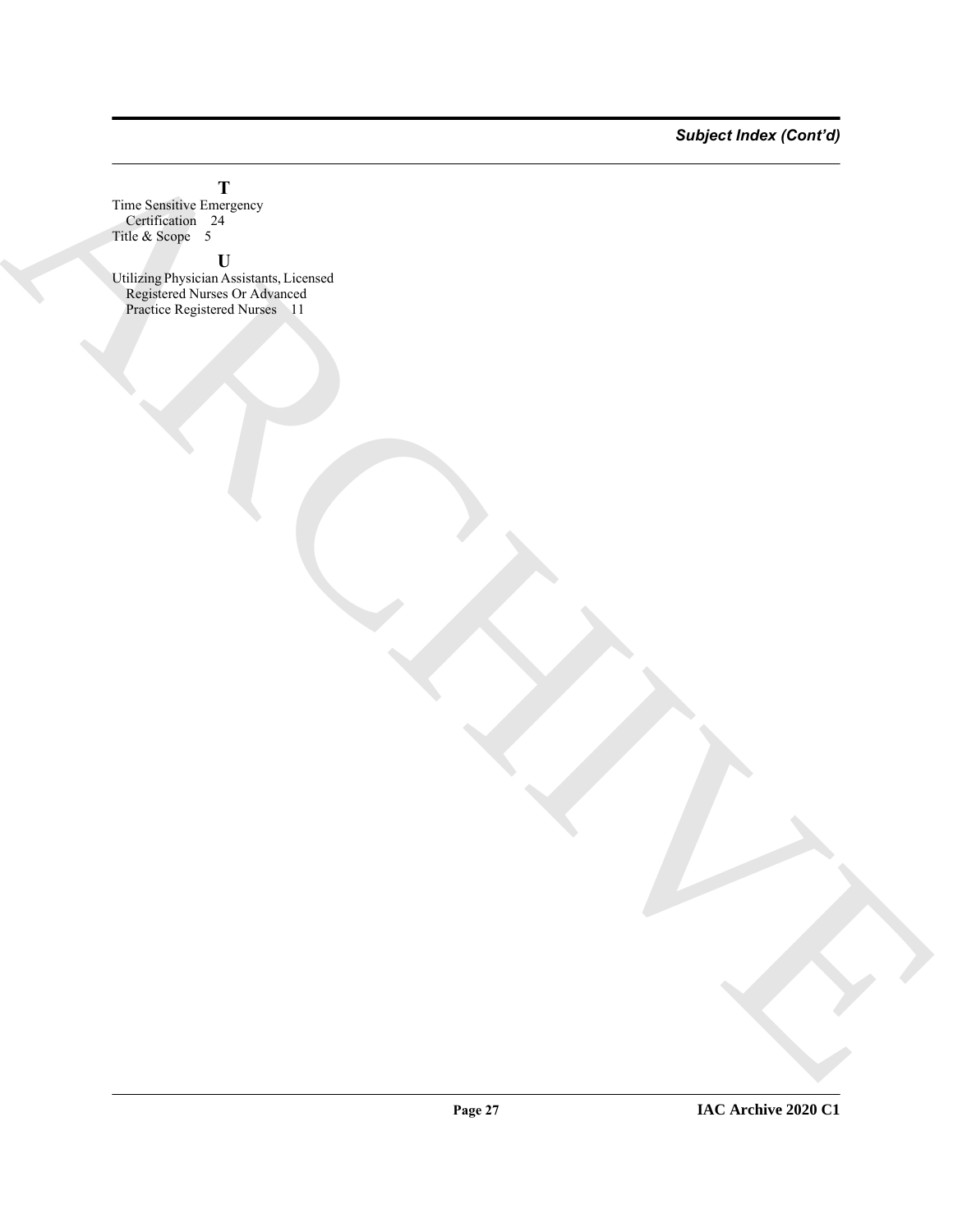**T**

Time Sensitive Emergency Certification 24
Title & Scope 5

**U**

Utilizing Physician Assistants, Licensed Registered Nurses Or Advanced Practice Registered Nurses 11